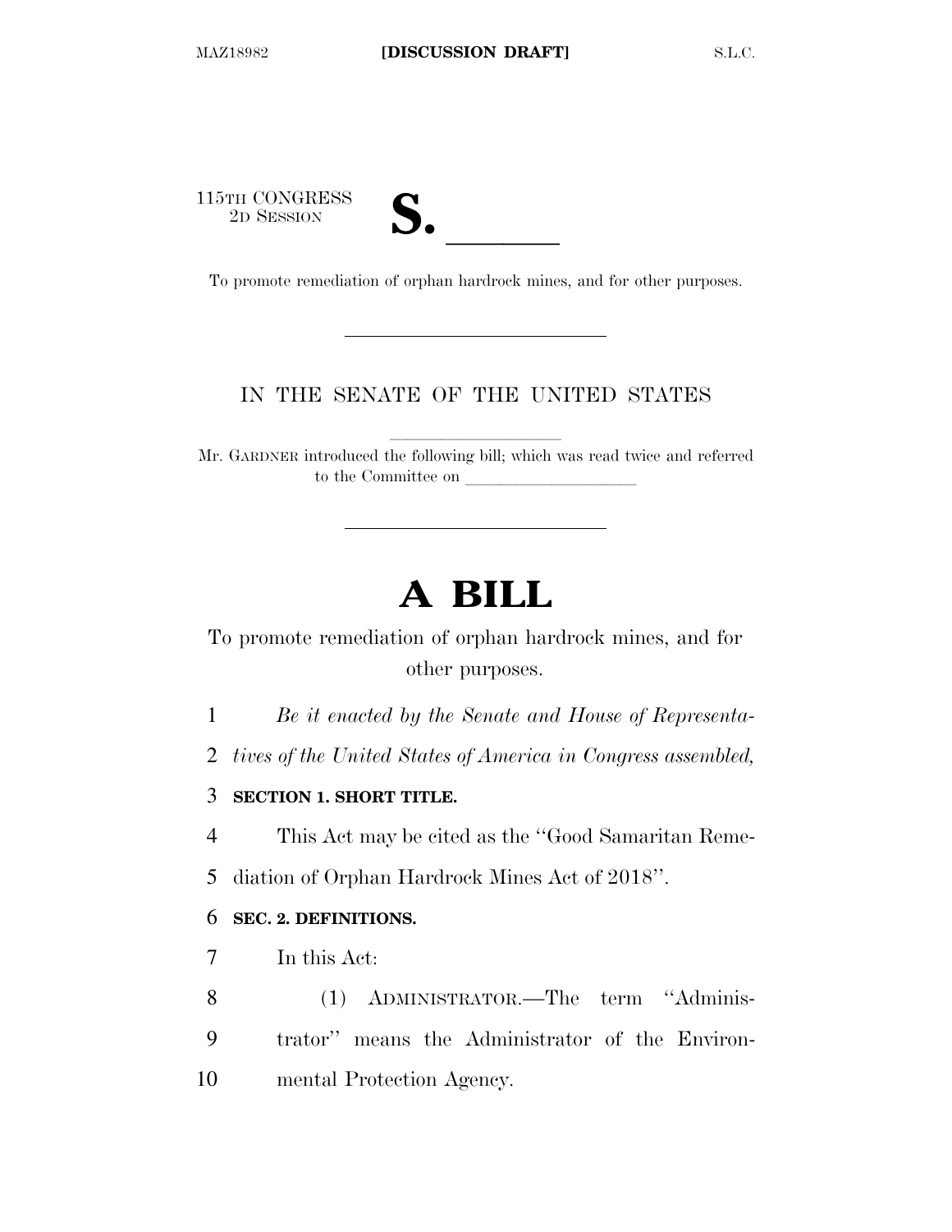115TH CONGRESS
2D SESSION

# S. \_\_\_\_\_\_

To promote remediation of orphan hardrock mines, and for other purposes.

---

IN THE SENATE OF THE UNITED STATES

Mr. GARDNER introduced the following bill; which was read twice and referred to the Committee on \_\_\_\_\_\_\_\_\_\_\_\_\_\_\_\_\_\_\_\_

---

# A BILL

To promote remediation of orphan hardrock mines, and for other purposes.

1 *Be it enacted by the Senate and House of Representa-*
2 *tives of the United States of America in Congress assembled,*

3 **SECTION 1. SHORT TITLE.**

4 This Act may be cited as the "Good Samaritan Reme-
5 diation of Orphan Hardrock Mines Act of 2018".

6 **SEC. 2. DEFINITIONS.**

7 In this Act:

8 (1) ADMINISTRATOR.—The term "Adminis-
9 trator" means the Administrator of the Environ-
10 mental Protection Agency.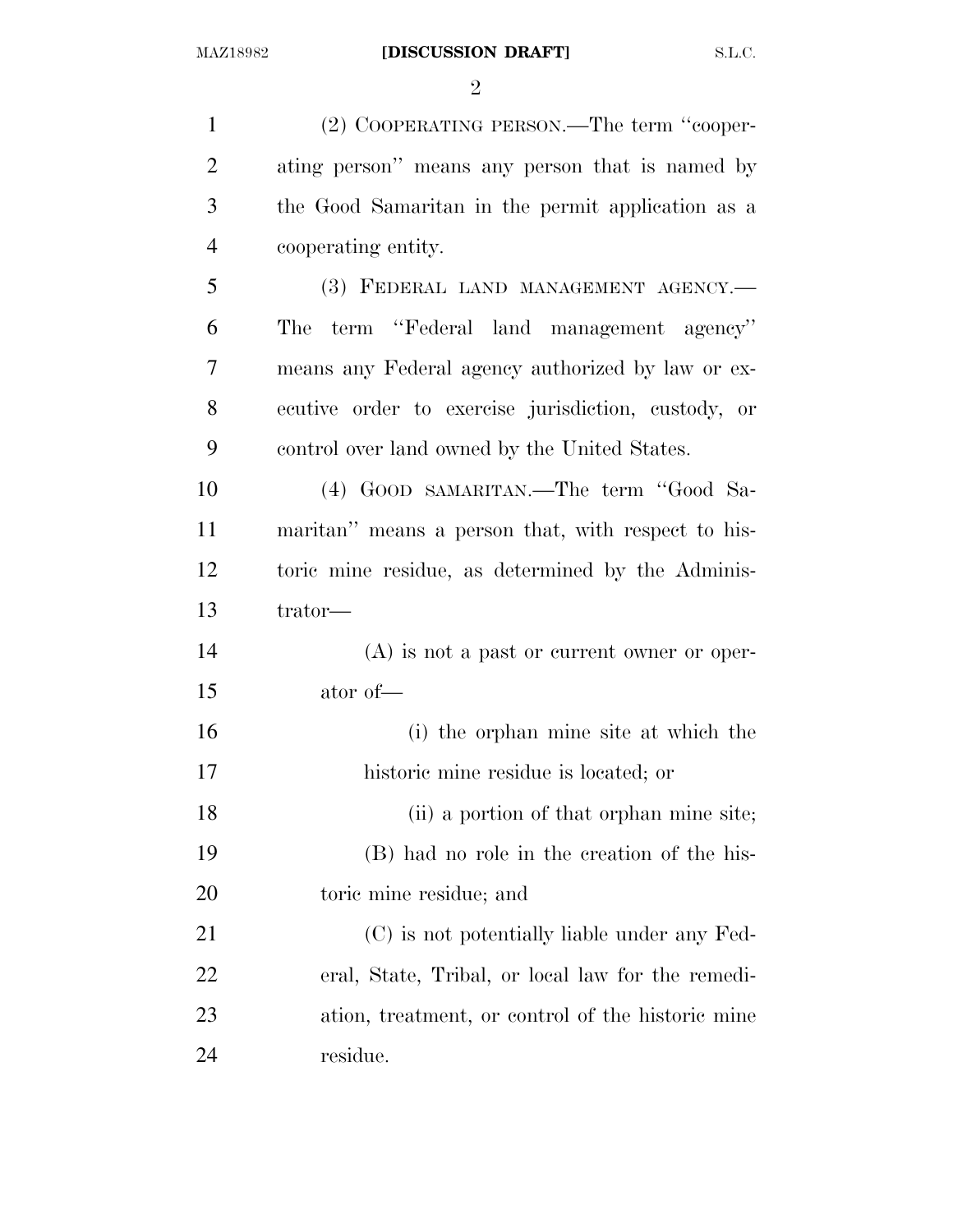(2) COOPERATING PERSON.—The term "cooperating person" means any person that is named by the Good Samaritan in the permit application as a cooperating entity.

(3) FEDERAL LAND MANAGEMENT AGENCY.—The term "Federal land management agency" means any Federal agency authorized by law or executive order to exercise jurisdiction, custody, or control over land owned by the United States.

(4) GOOD SAMARITAN.—The term "Good Samaritan" means a person that, with respect to historic mine residue, as determined by the Administrator—

(A) is not a past or current owner or operator of—

(i) the orphan mine site at which the historic mine residue is located; or

(ii) a portion of that orphan mine site;

(B) had no role in the creation of the historic mine residue; and

(C) is not potentially liable under any Federal, State, Tribal, or local law for the remediation, treatment, or control of the historic mine residue.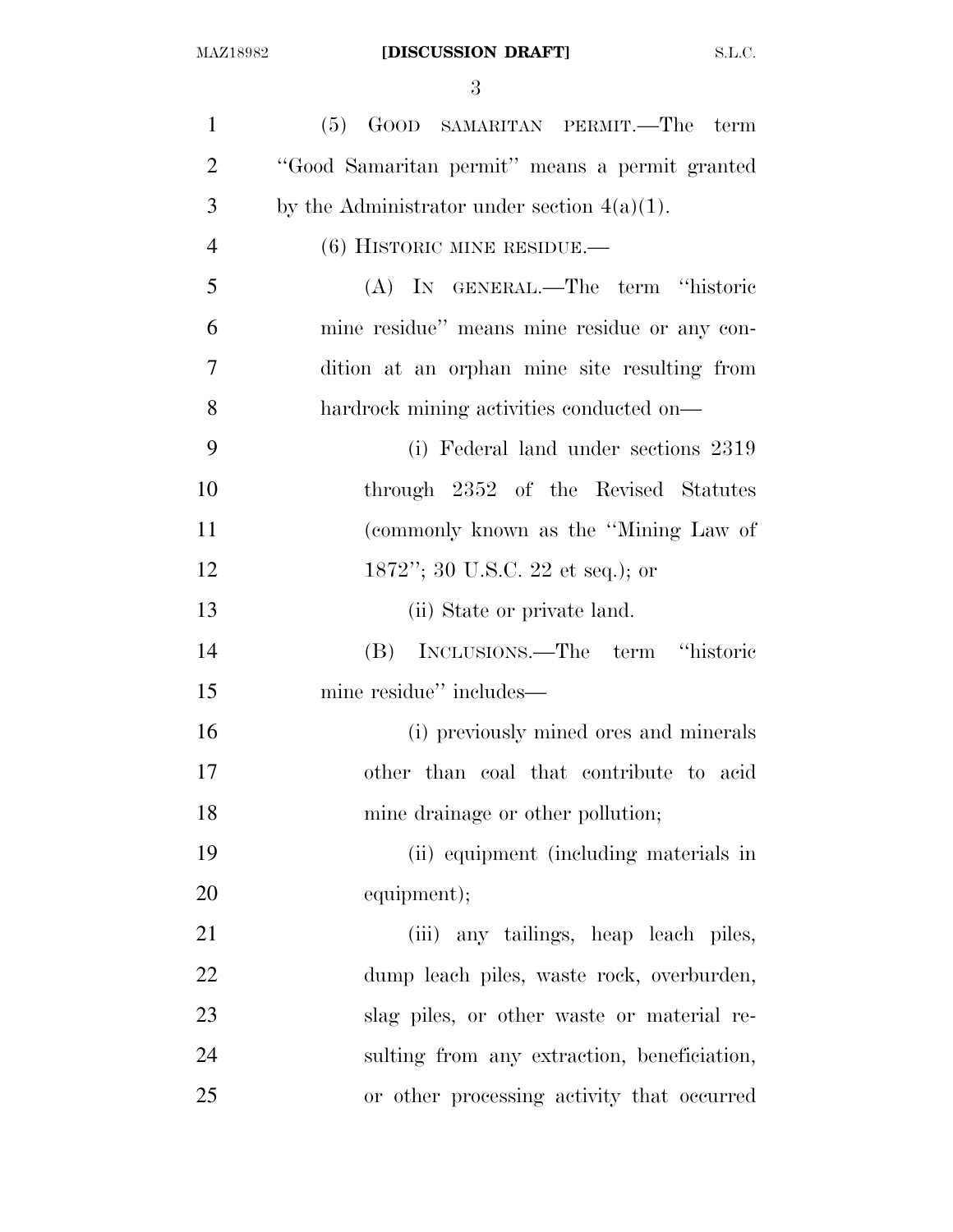(5) GOOD SAMARITAN PERMIT.—The term "Good Samaritan permit" means a permit granted by the Administrator under section 4(a)(1).

(6) HISTORIC MINE RESIDUE.—

(A) IN GENERAL.—The term "historic mine residue" means mine residue or any condition at an orphan mine site resulting from hardrock mining activities conducted on—

(i) Federal land under sections 2319 through 2352 of the Revised Statutes (commonly known as the "Mining Law of 1872"; 30 U.S.C. 22 et seq.); or

(ii) State or private land.

(B) INCLUSIONS.—The term "historic mine residue" includes—

(i) previously mined ores and minerals other than coal that contribute to acid mine drainage or other pollution;

(ii) equipment (including materials in equipment);

(iii) any tailings, heap leach piles, dump leach piles, waste rock, overburden, slag piles, or other waste or material resulting from any extraction, beneficiation, or other processing activity that occurred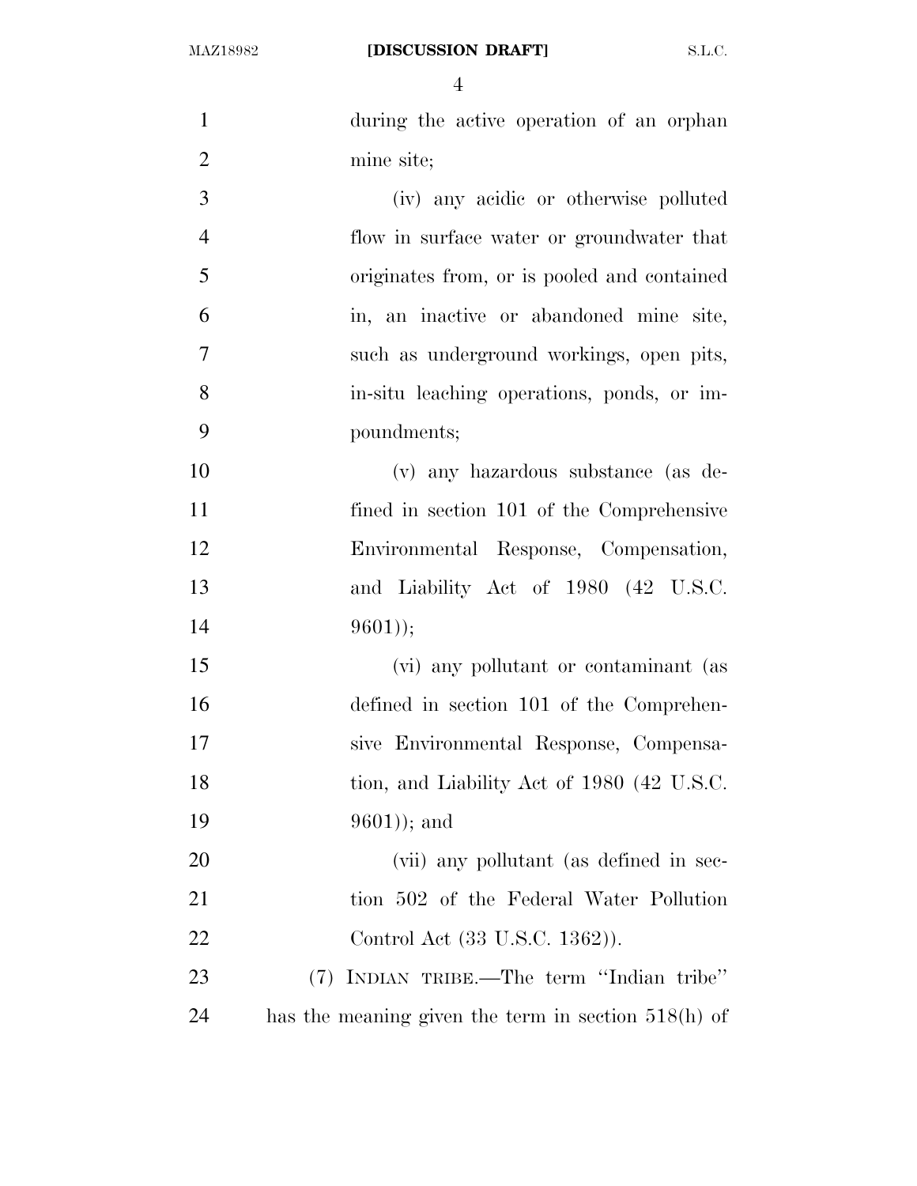during the active operation of an orphan mine site;

(iv) any acidic or otherwise polluted flow in surface water or groundwater that originates from, or is pooled and contained in, an inactive or abandoned mine site, such as underground workings, open pits, in-situ leaching operations, ponds, or impoundments;

(v) any hazardous substance (as defined in section 101 of the Comprehensive Environmental Response, Compensation, and Liability Act of 1980 (42 U.S.C. 9601));

(vi) any pollutant or contaminant (as defined in section 101 of the Comprehensive Environmental Response, Compensation, and Liability Act of 1980 (42 U.S.C. 9601)); and

(vii) any pollutant (as defined in section 502 of the Federal Water Pollution Control Act (33 U.S.C. 1362)).

(7) INDIAN TRIBE.—The term "Indian tribe" has the meaning given the term in section 518(h) of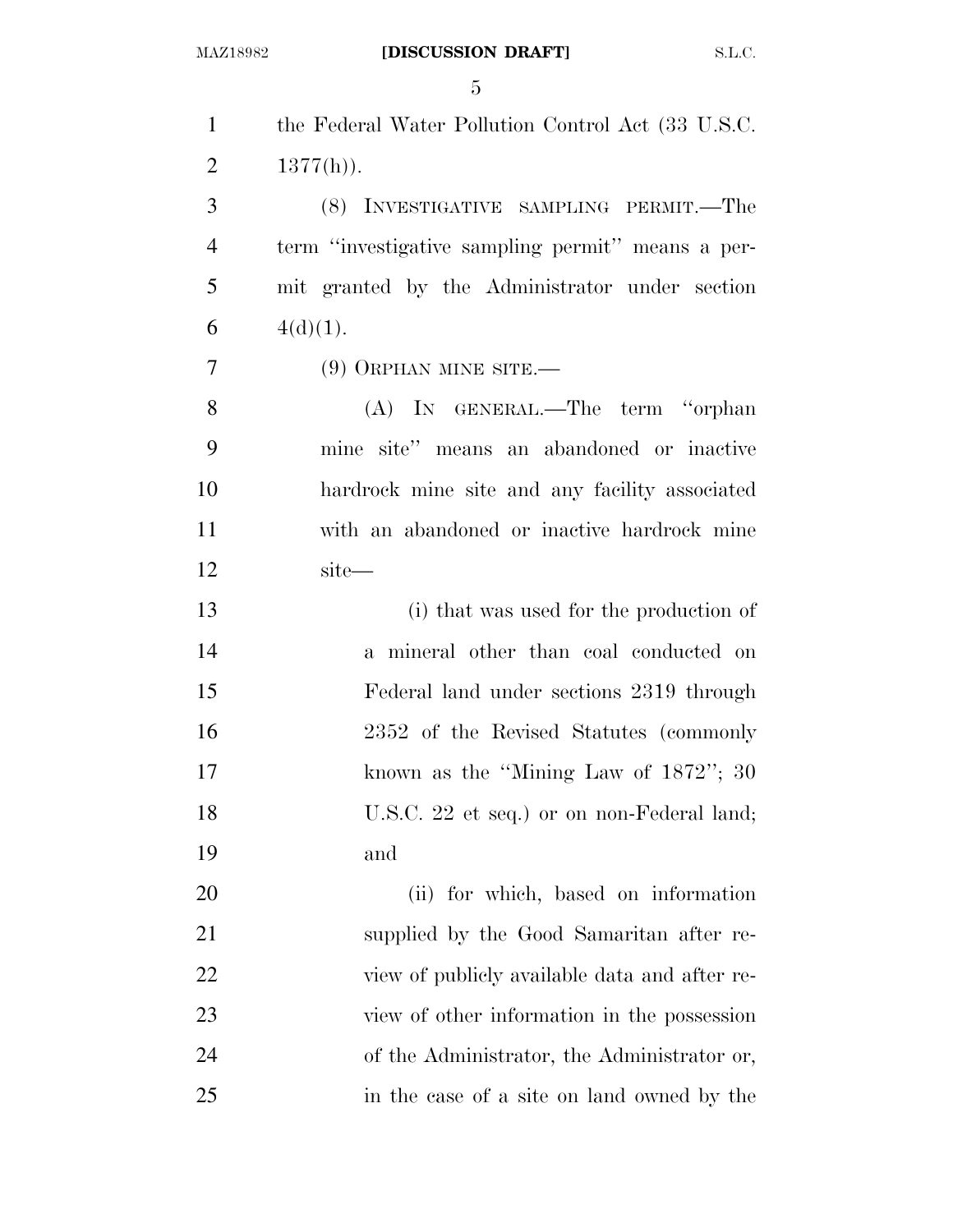the Federal Water Pollution Control Act (33 U.S.C. 1377(h)).

(8) INVESTIGATIVE SAMPLING PERMIT.—The term ''investigative sampling permit'' means a permit granted by the Administrator under section 4(d)(1).

(9) ORPHAN MINE SITE.—

(A) IN GENERAL.—The term ''orphan mine site'' means an abandoned or inactive hardrock mine site and any facility associated with an abandoned or inactive hardrock mine site—

(i) that was used for the production of a mineral other than coal conducted on Federal land under sections 2319 through 2352 of the Revised Statutes (commonly known as the ''Mining Law of 1872''; 30 U.S.C. 22 et seq.) or on non-Federal land; and

(ii) for which, based on information supplied by the Good Samaritan after review of publicly available data and after review of other information in the possession of the Administrator, the Administrator or, in the case of a site on land owned by the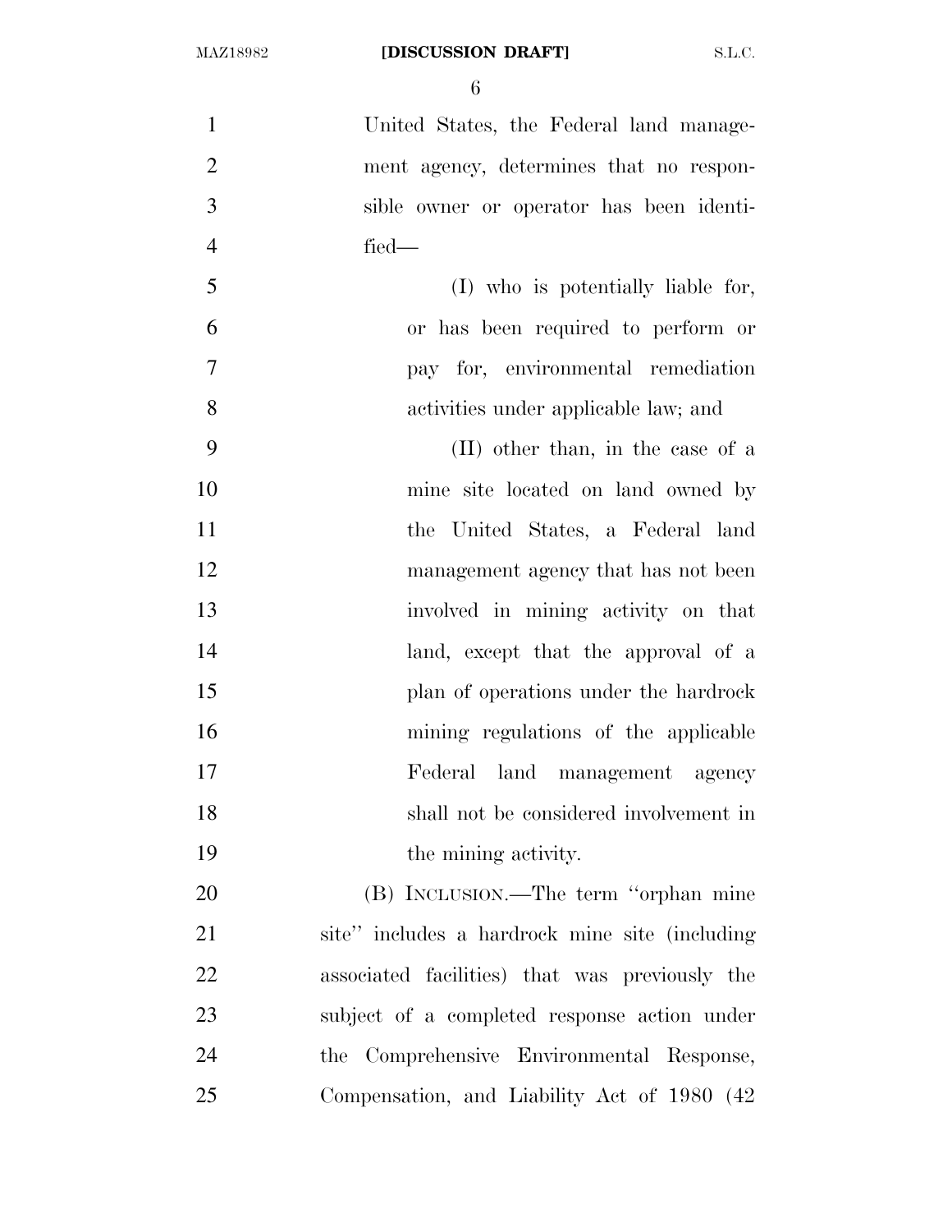United States, the Federal land management agency, determines that no responsible owner or operator has been identified—

(I) who is potentially liable for, or has been required to perform or pay for, environmental remediation activities under applicable law; and

(II) other than, in the case of a mine site located on land owned by the United States, a Federal land management agency that has not been involved in mining activity on that land, except that the approval of a plan of operations under the hardrock mining regulations of the applicable Federal land management agency shall not be considered involvement in the mining activity.

(B) INCLUSION.—The term "orphan mine site" includes a hardrock mine site (including associated facilities) that was previously the subject of a completed response action under the Comprehensive Environmental Response, Compensation, and Liability Act of 1980 (42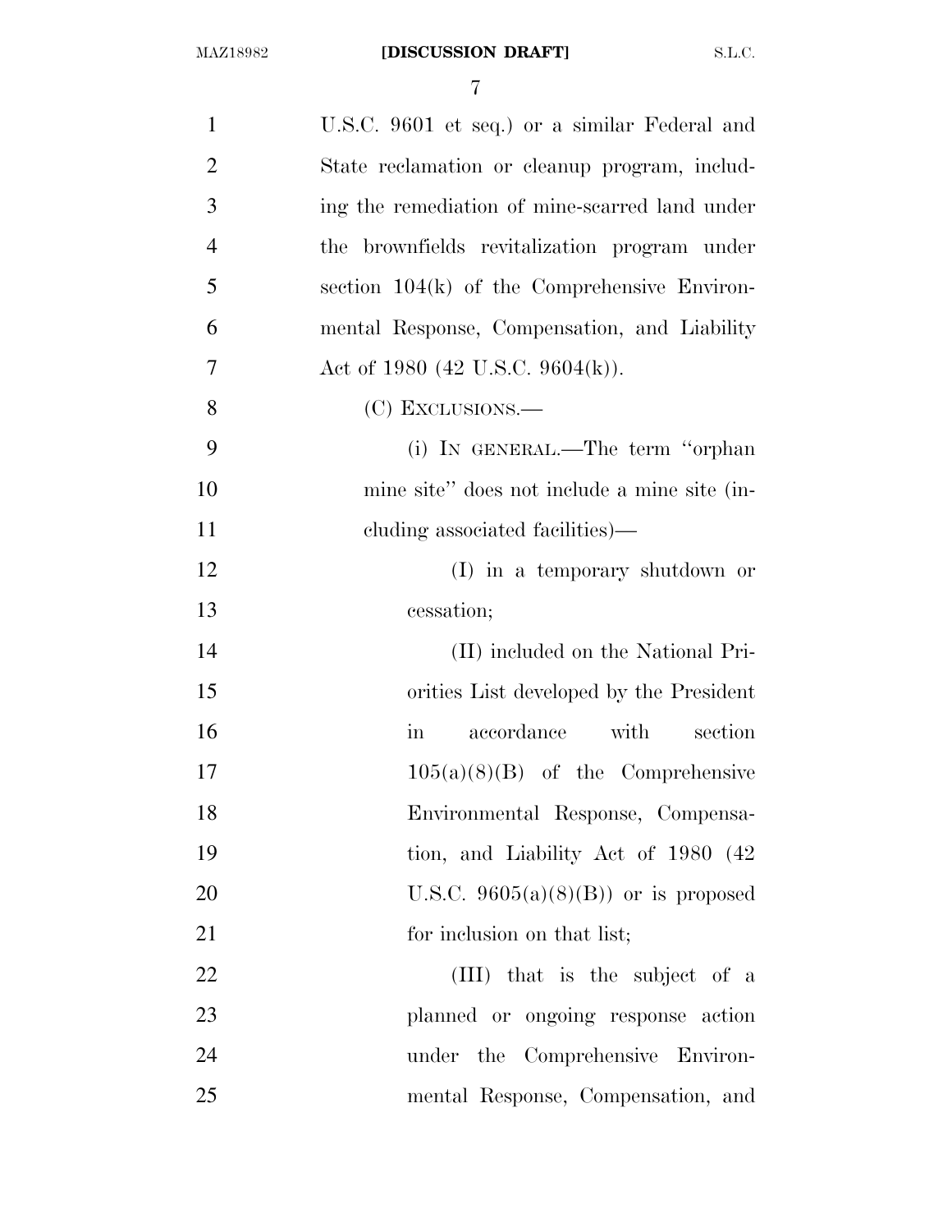U.S.C. 9601 et seq.) or a similar Federal and State reclamation or cleanup program, including the remediation of mine-scarred land under the brownfields revitalization program under section 104(k) of the Comprehensive Environmental Response, Compensation, and Liability Act of 1980 (42 U.S.C. 9604(k)).

(C) EXCLUSIONS.—

(i) IN GENERAL.—The term "orphan mine site" does not include a mine site (including associated facilities)—

(I) in a temporary shutdown or cessation;

(II) included on the National Priorities List developed by the President in accordance with section 105(a)(8)(B) of the Comprehensive Environmental Response, Compensation, and Liability Act of 1980 (42 U.S.C. 9605(a)(8)(B)) or is proposed for inclusion on that list;

(III) that is the subject of a planned or ongoing response action under the Comprehensive Environmental Response, Compensation, and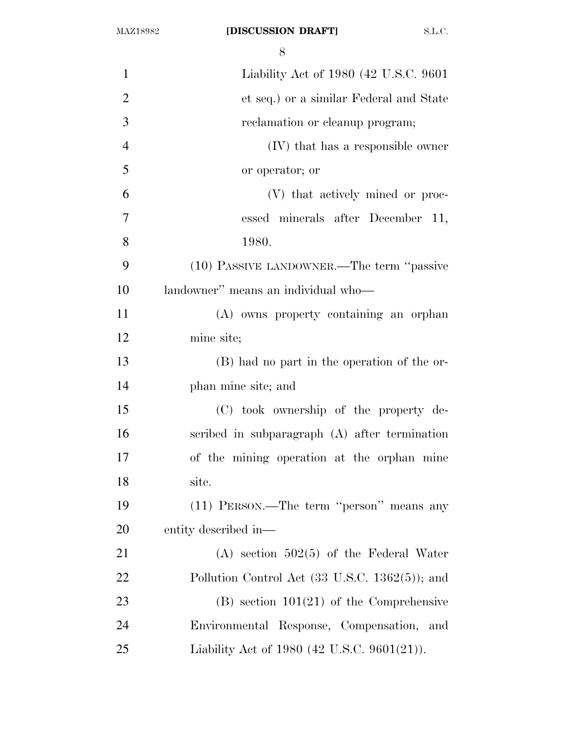Liability Act of 1980 (42 U.S.C. 9601 et seq.) or a similar Federal and State reclamation or cleanup program;

(IV) that has a responsible owner or operator; or

(V) that actively mined or processed minerals after December 11, 1980.

(10) PASSIVE LANDOWNER.—The term "passive landowner" means an individual who—

(A) owns property containing an orphan mine site;

(B) had no part in the operation of the orphan mine site; and

(C) took ownership of the property described in subparagraph (A) after termination of the mining operation at the orphan mine site.

(11) PERSON.—The term "person" means any entity described in—

(A) section 502(5) of the Federal Water Pollution Control Act (33 U.S.C. 1362(5)); and

(B) section 101(21) of the Comprehensive Environmental Response, Compensation, and Liability Act of 1980 (42 U.S.C. 9601(21)).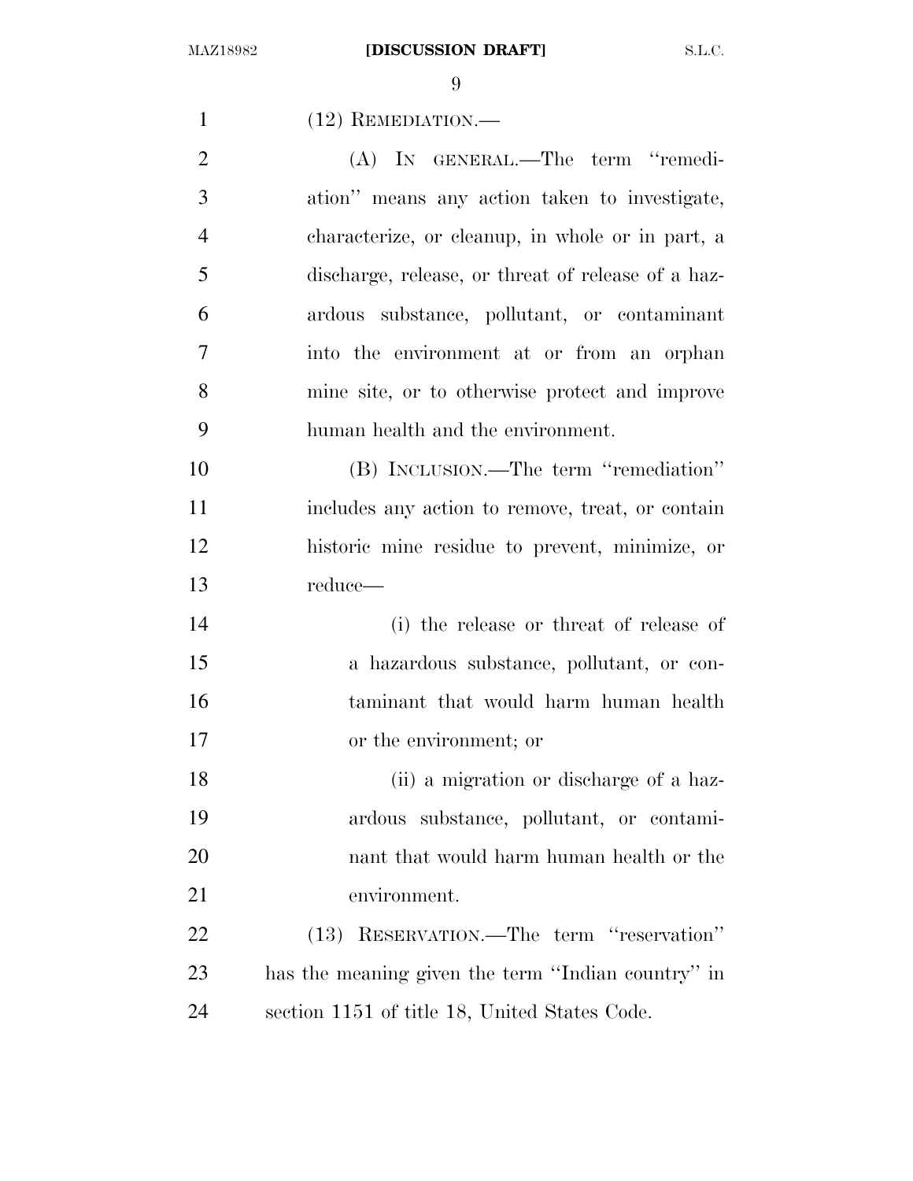(12) REMEDIATION.—

(A) IN GENERAL.—The term "remediation" means any action taken to investigate, characterize, or cleanup, in whole or in part, a discharge, release, or threat of release of a hazardous substance, pollutant, or contaminant into the environment at or from an orphan mine site, or to otherwise protect and improve human health and the environment.

(B) INCLUSION.—The term "remediation" includes any action to remove, treat, or contain historic mine residue to prevent, minimize, or reduce—

(i) the release or threat of release of a hazardous substance, pollutant, or contaminant that would harm human health or the environment; or

(ii) a migration or discharge of a hazardous substance, pollutant, or contaminant that would harm human health or the environment.

(13) RESERVATION.—The term "reservation" has the meaning given the term "Indian country" in section 1151 of title 18, United States Code.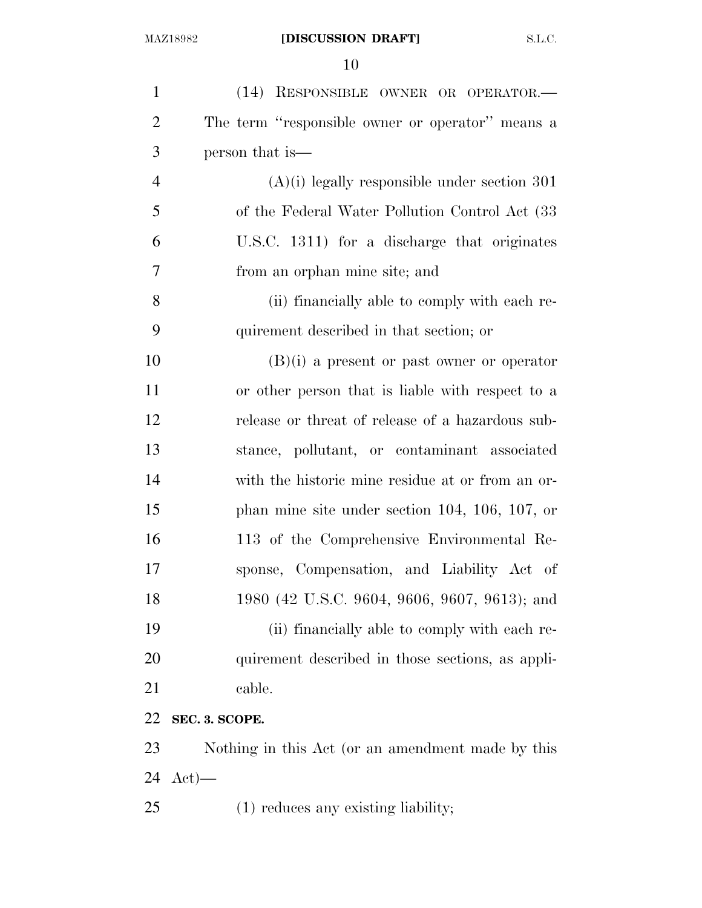(14) RESPONSIBLE OWNER OR OPERATOR.—The term ''responsible owner or operator'' means a person that is—

(A)(i) legally responsible under section 301 of the Federal Water Pollution Control Act (33 U.S.C. 1311) for a discharge that originates from an orphan mine site; and

(ii) financially able to comply with each requirement described in that section; or

(B)(i) a present or past owner or operator or other person that is liable with respect to a release or threat of release of a hazardous substance, pollutant, or contaminant associated with the historic mine residue at or from an orphan mine site under section 104, 106, 107, or 113 of the Comprehensive Environmental Response, Compensation, and Liability Act of 1980 (42 U.S.C. 9604, 9606, 9607, 9613); and

(ii) financially able to comply with each requirement described in those sections, as applicable.

**SEC. 3. SCOPE.**

Nothing in this Act (or an amendment made by this Act)—

(1) reduces any existing liability;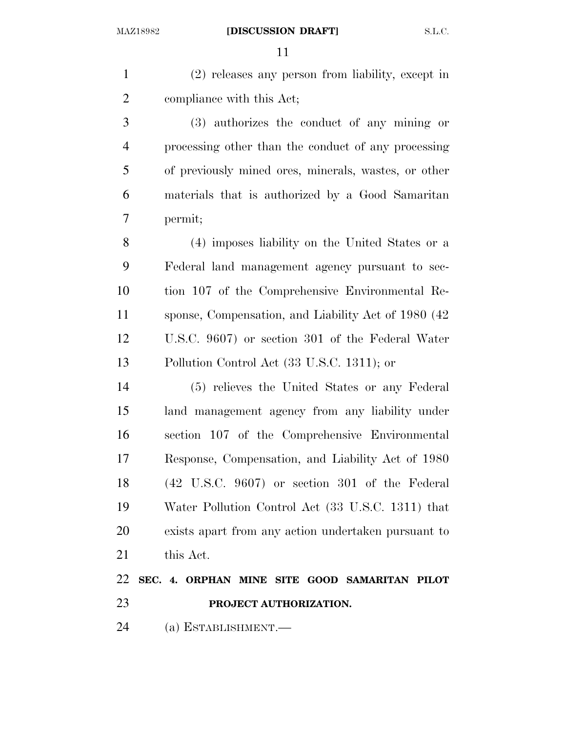(2) releases any person from liability, except in compliance with this Act;

(3) authorizes the conduct of any mining or processing other than the conduct of any processing of previously mined ores, minerals, wastes, or other materials that is authorized by a Good Samaritan permit;

(4) imposes liability on the United States or a Federal land management agency pursuant to section 107 of the Comprehensive Environmental Response, Compensation, and Liability Act of 1980 (42 U.S.C. 9607) or section 301 of the Federal Water Pollution Control Act (33 U.S.C. 1311); or

(5) relieves the United States or any Federal land management agency from any liability under section 107 of the Comprehensive Environmental Response, Compensation, and Liability Act of 1980 (42 U.S.C. 9607) or section 301 of the Federal Water Pollution Control Act (33 U.S.C. 1311) that exists apart from any action undertaken pursuant to this Act.

## SEC. 4. ORPHAN MINE SITE GOOD SAMARITAN PILOT PROJECT AUTHORIZATION.

(a) ESTABLISHMENT.—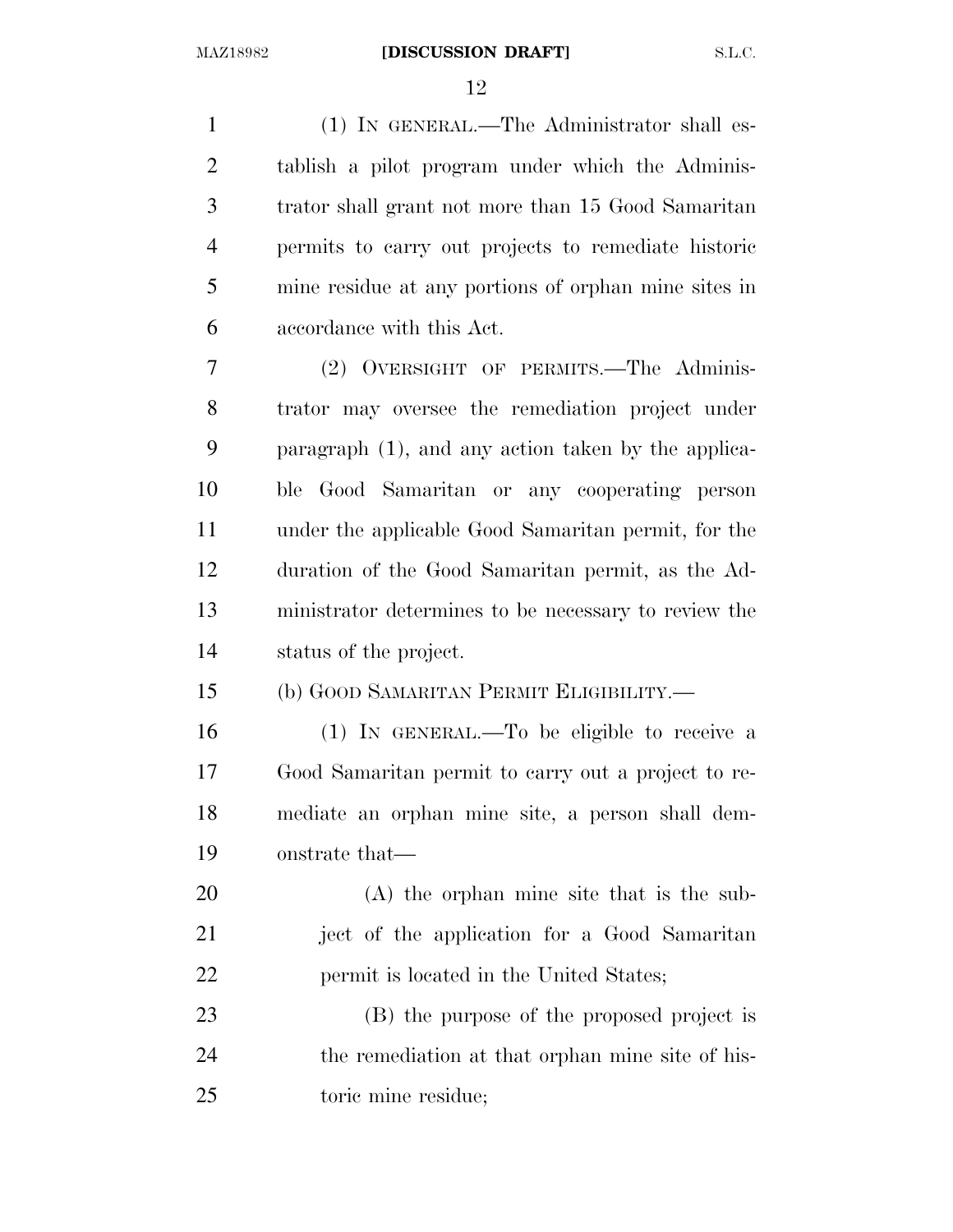(1) IN GENERAL.—The Administrator shall establish a pilot program under which the Administrator shall grant not more than 15 Good Samaritan permits to carry out projects to remediate historic mine residue at any portions of orphan mine sites in accordance with this Act.

(2) OVERSIGHT OF PERMITS.—The Administrator may oversee the remediation project under paragraph (1), and any action taken by the applicable Good Samaritan or any cooperating person under the applicable Good Samaritan permit, for the duration of the Good Samaritan permit, as the Administrator determines to be necessary to review the status of the project.

(b) GOOD SAMARITAN PERMIT ELIGIBILITY.—

(1) IN GENERAL.—To be eligible to receive a Good Samaritan permit to carry out a project to remediate an orphan mine site, a person shall demonstrate that—

(A) the orphan mine site that is the subject of the application for a Good Samaritan permit is located in the United States;

(B) the purpose of the proposed project is the remediation at that orphan mine site of historic mine residue;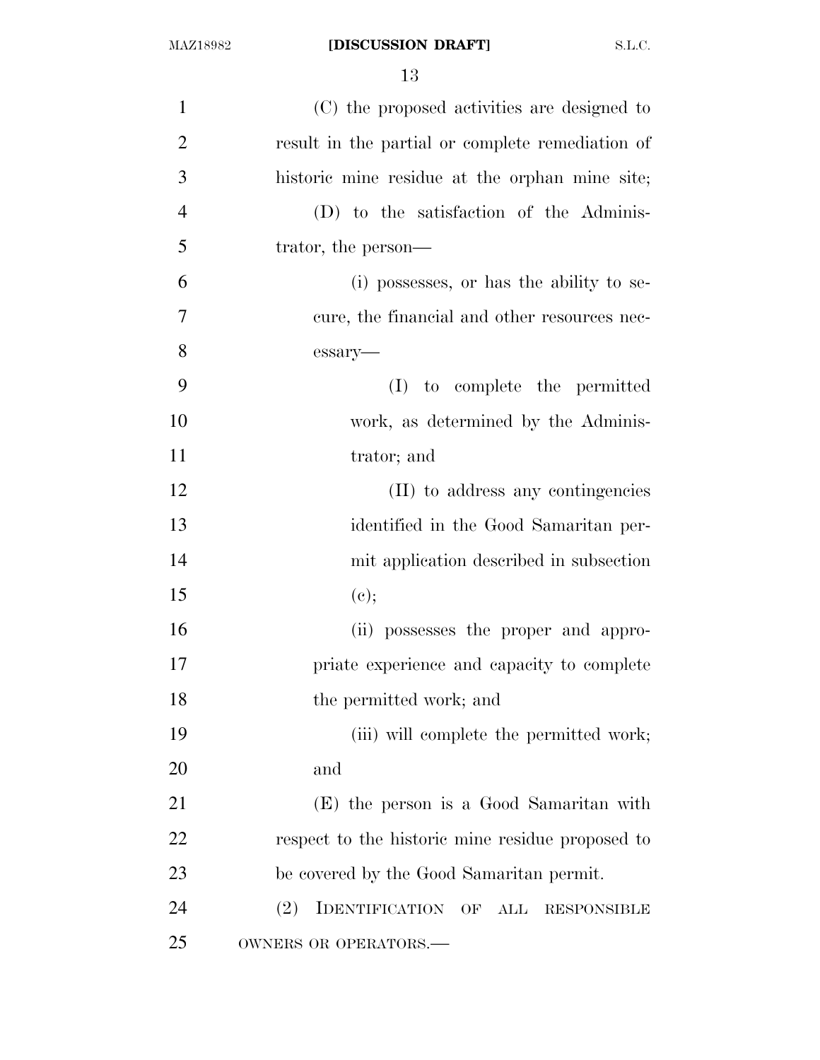(C) the proposed activities are designed to result in the partial or complete remediation of historic mine residue at the orphan mine site;

(D) to the satisfaction of the Administrator, the person—

(i) possesses, or has the ability to secure, the financial and other resources necessary—

(I) to complete the permitted work, as determined by the Administrator; and

(II) to address any contingencies identified in the Good Samaritan permit application described in subsection (c);

(ii) possesses the proper and appropriate experience and capacity to complete the permitted work; and

(iii) will complete the permitted work; and

(E) the person is a Good Samaritan with respect to the historic mine residue proposed to be covered by the Good Samaritan permit.

(2) IDENTIFICATION OF ALL RESPONSIBLE OWNERS OR OPERATORS.—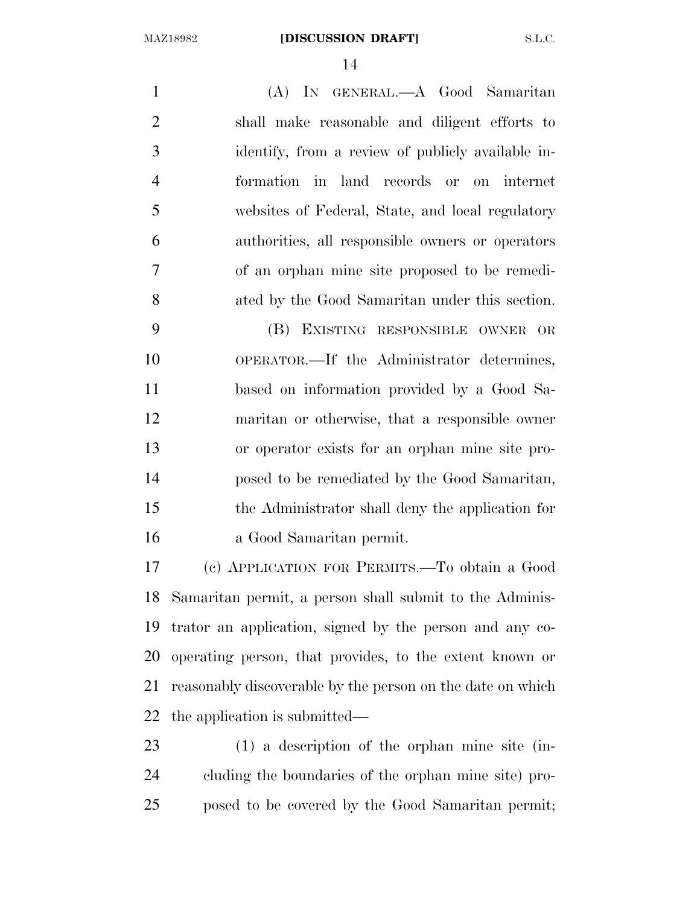(A) IN GENERAL.—A Good Samaritan shall make reasonable and diligent efforts to identify, from a review of publicly available information in land records or on internet websites of Federal, State, and local regulatory authorities, all responsible owners or operators of an orphan mine site proposed to be remediated by the Good Samaritan under this section.

(B) EXISTING RESPONSIBLE OWNER OR OPERATOR.—If the Administrator determines, based on information provided by a Good Samaritan or otherwise, that a responsible owner or operator exists for an orphan mine site proposed to be remediated by the Good Samaritan, the Administrator shall deny the application for a Good Samaritan permit.

(c) APPLICATION FOR PERMITS.—To obtain a Good Samaritan permit, a person shall submit to the Administrator an application, signed by the person and any cooperating person, that provides, to the extent known or reasonably discoverable by the person on the date on which the application is submitted—

(1) a description of the orphan mine site (including the boundaries of the orphan mine site) proposed to be covered by the Good Samaritan permit;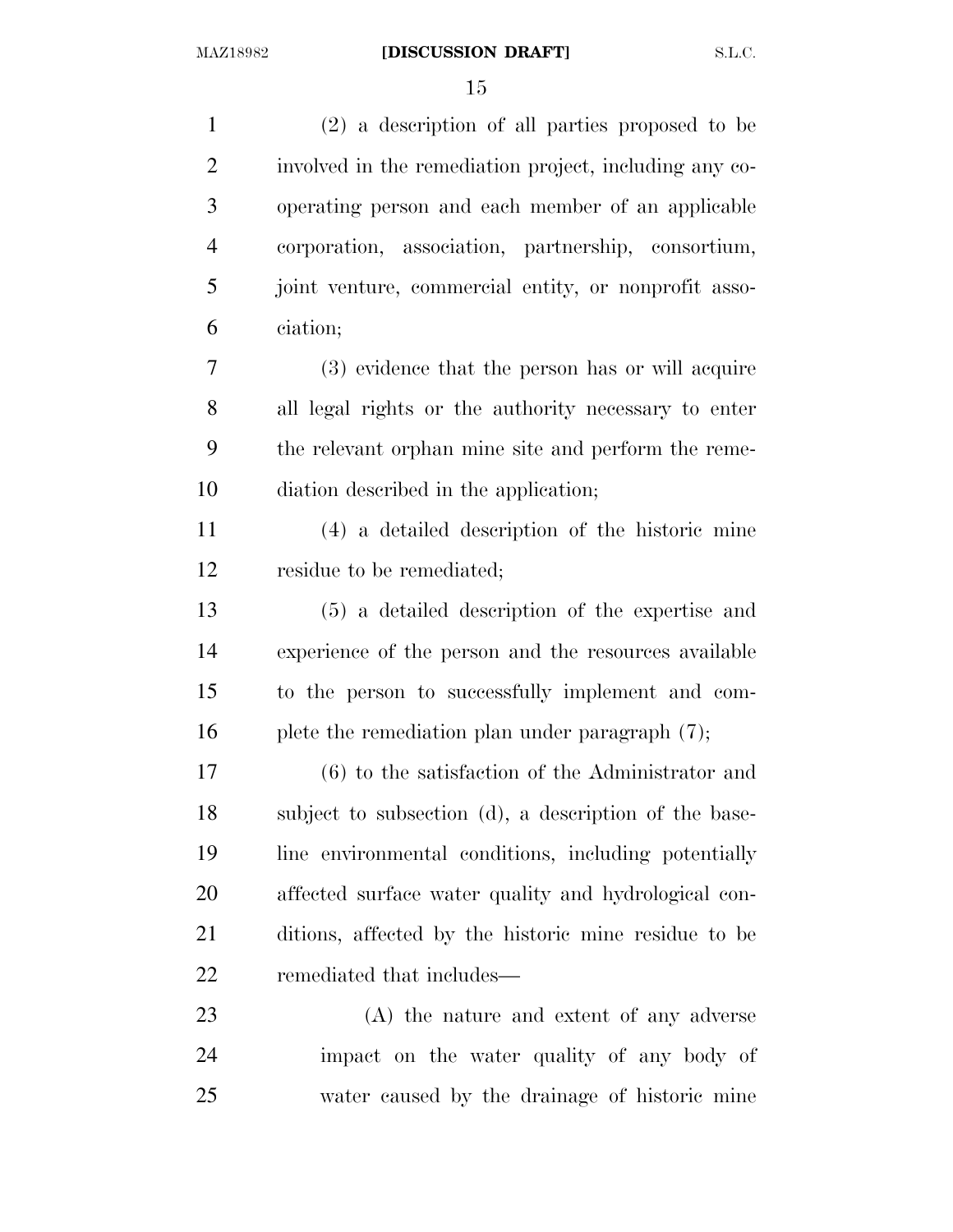(2) a description of all parties proposed to be involved in the remediation project, including any cooperating person and each member of an applicable corporation, association, partnership, consortium, joint venture, commercial entity, or nonprofit association;

(3) evidence that the person has or will acquire all legal rights or the authority necessary to enter the relevant orphan mine site and perform the remediation described in the application;

(4) a detailed description of the historic mine residue to be remediated;

(5) a detailed description of the expertise and experience of the person and the resources available to the person to successfully implement and complete the remediation plan under paragraph (7);

(6) to the satisfaction of the Administrator and subject to subsection (d), a description of the baseline environmental conditions, including potentially affected surface water quality and hydrological conditions, affected by the historic mine residue to be remediated that includes—

(A) the nature and extent of any adverse impact on the water quality of any body of water caused by the drainage of historic mine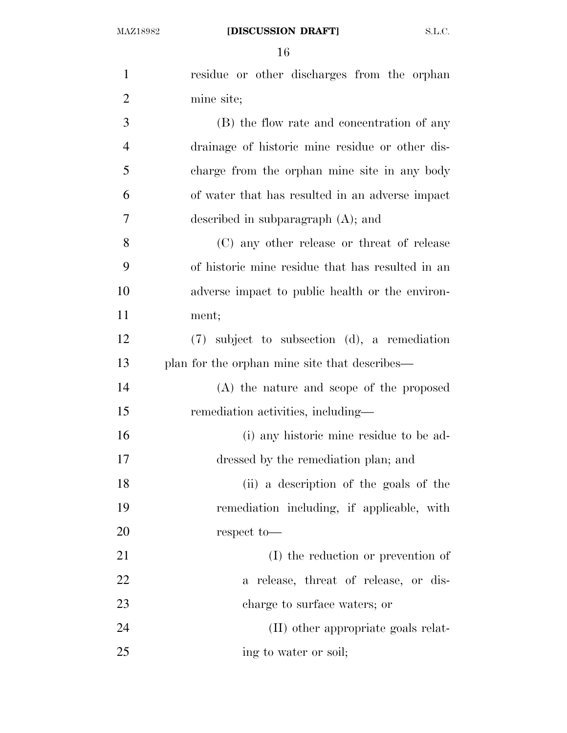residue or other discharges from the orphan mine site;

(B) the flow rate and concentration of any drainage of historic mine residue or other discharge from the orphan mine site in any body of water that has resulted in an adverse impact described in subparagraph (A); and

(C) any other release or threat of release of historic mine residue that has resulted in an adverse impact to public health or the environment;

(7) subject to subsection (d), a remediation plan for the orphan mine site that describes—

(A) the nature and scope of the proposed remediation activities, including—

(i) any historic mine residue to be addressed by the remediation plan; and

(ii) a description of the goals of the remediation including, if applicable, with respect to—

(I) the reduction or prevention of a release, threat of release, or discharge to surface waters; or

(II) other appropriate goals relating to water or soil;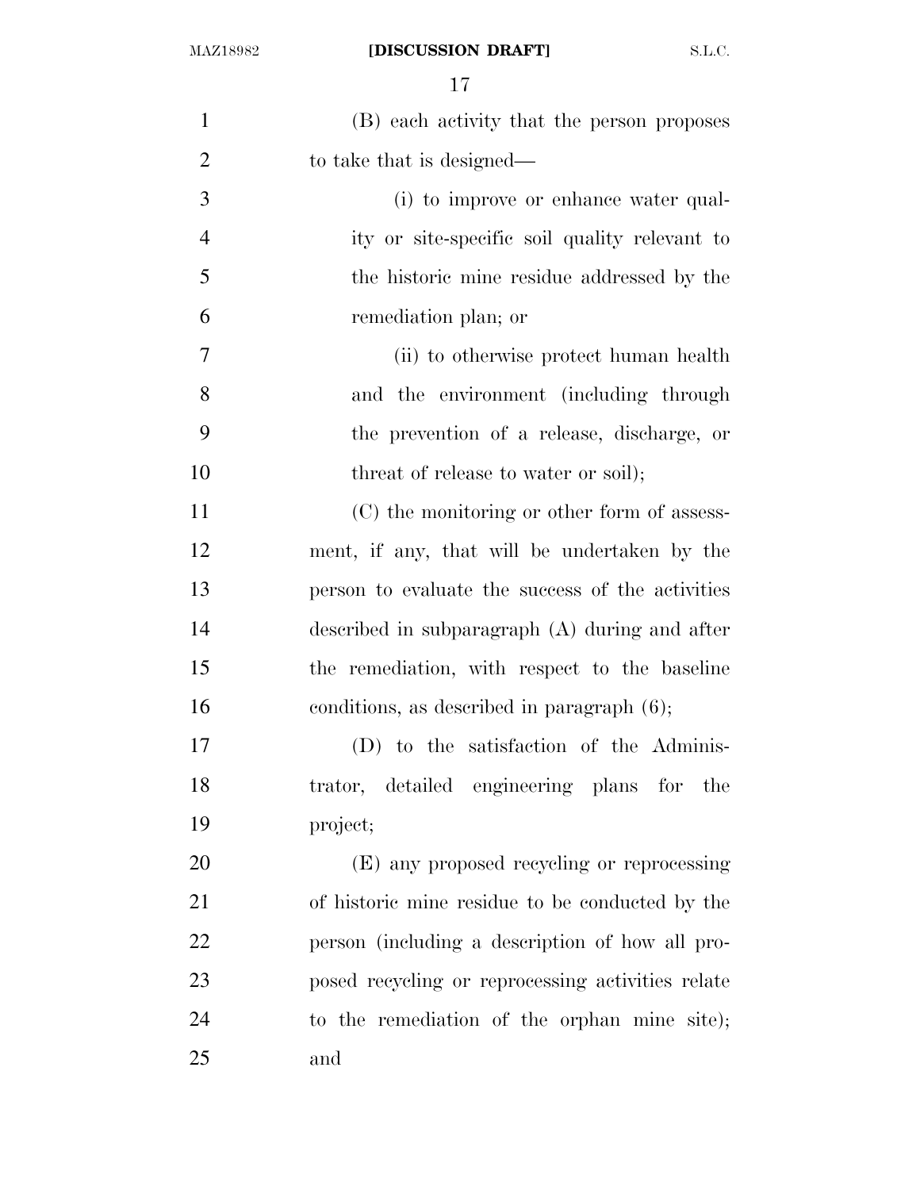(B) each activity that the person proposes to take that is designed—

(i) to improve or enhance water quality or site-specific soil quality relevant to the historic mine residue addressed by the remediation plan; or

(ii) to otherwise protect human health and the environment (including through the prevention of a release, discharge, or threat of release to water or soil);

(C) the monitoring or other form of assessment, if any, that will be undertaken by the person to evaluate the success of the activities described in subparagraph (A) during and after the remediation, with respect to the baseline conditions, as described in paragraph (6);

(D) to the satisfaction of the Administrator, detailed engineering plans for the project;

(E) any proposed recycling or reprocessing of historic mine residue to be conducted by the person (including a description of how all proposed recycling or reprocessing activities relate to the remediation of the orphan mine site); and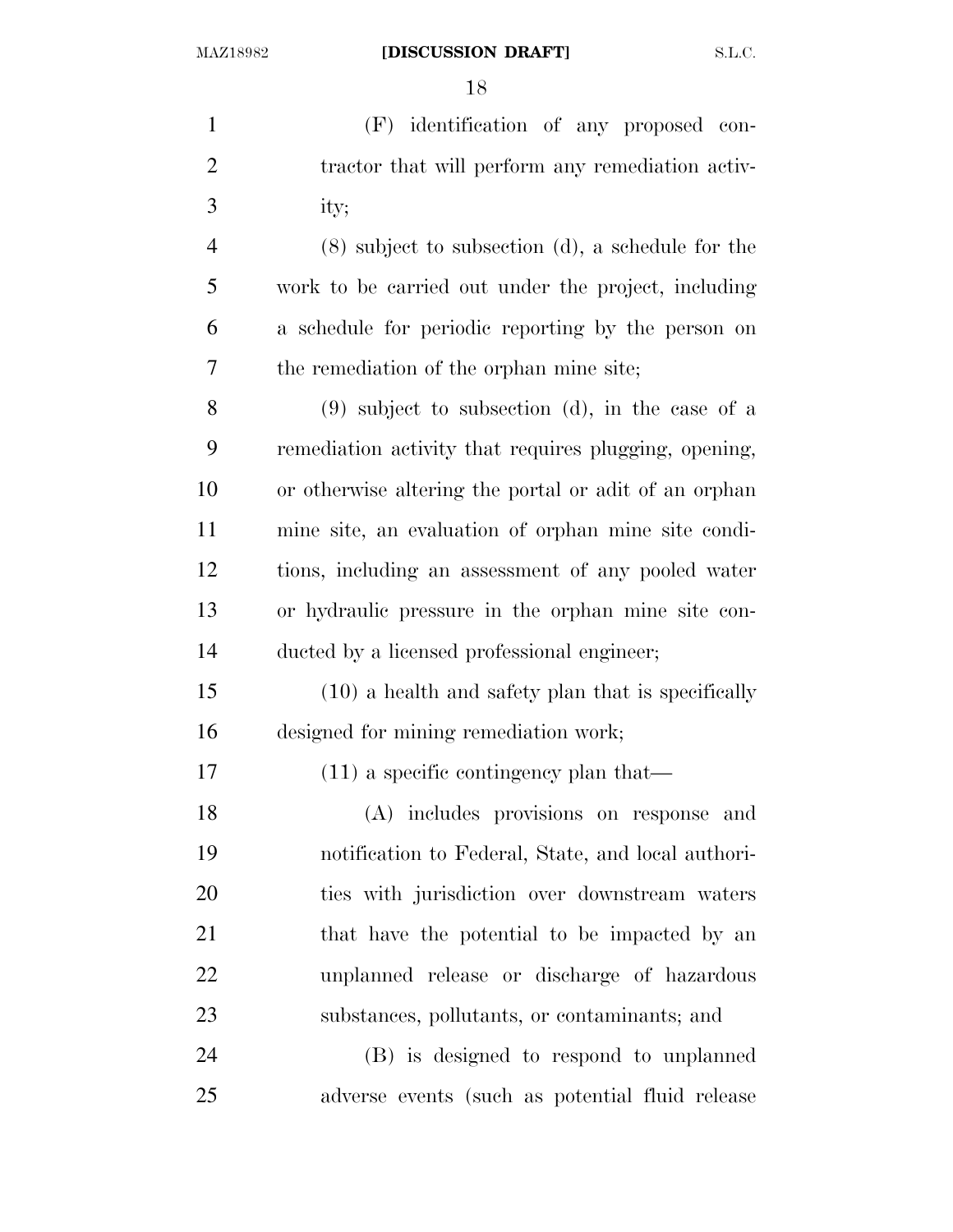(F) identification of any proposed contractor that will perform any remediation activity;

(8) subject to subsection (d), a schedule for the work to be carried out under the project, including a schedule for periodic reporting by the person on the remediation of the orphan mine site;

(9) subject to subsection (d), in the case of a remediation activity that requires plugging, opening, or otherwise altering the portal or adit of an orphan mine site, an evaluation of orphan mine site conditions, including an assessment of any pooled water or hydraulic pressure in the orphan mine site conducted by a licensed professional engineer;

(10) a health and safety plan that is specifically designed for mining remediation work;

(11) a specific contingency plan that—

(A) includes provisions on response and notification to Federal, State, and local authorities with jurisdiction over downstream waters that have the potential to be impacted by an unplanned release or discharge of hazardous substances, pollutants, or contaminants; and

(B) is designed to respond to unplanned adverse events (such as potential fluid release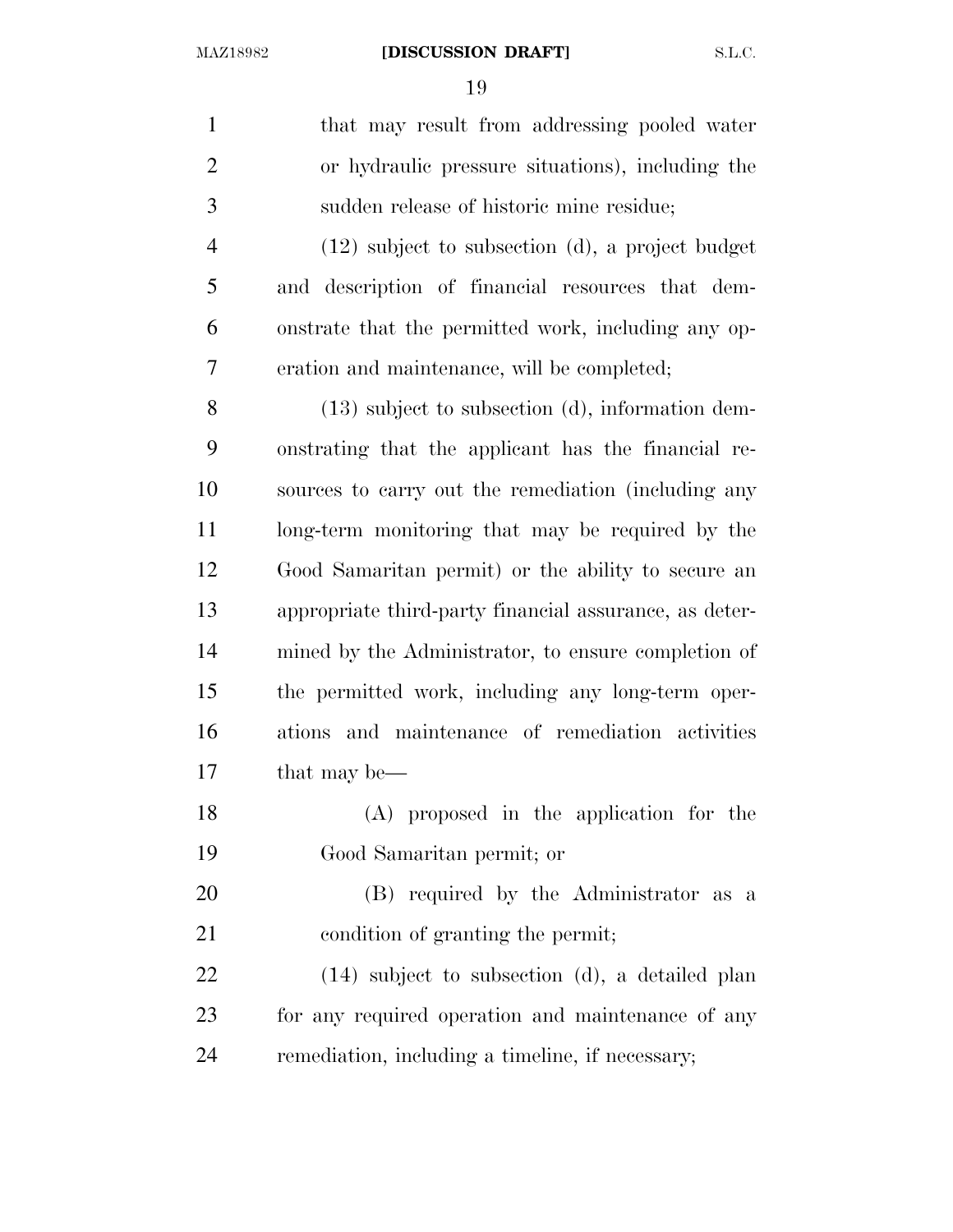that may result from addressing pooled water or hydraulic pressure situations), including the sudden release of historic mine residue;

(12) subject to subsection (d), a project budget and description of financial resources that demonstrate that the permitted work, including any operation and maintenance, will be completed;

(13) subject to subsection (d), information demonstrating that the applicant has the financial resources to carry out the remediation (including any long-term monitoring that may be required by the Good Samaritan permit) or the ability to secure an appropriate third-party financial assurance, as determined by the Administrator, to ensure completion of the permitted work, including any long-term operations and maintenance of remediation activities that may be—

(A) proposed in the application for the Good Samaritan permit; or

(B) required by the Administrator as a condition of granting the permit;

(14) subject to subsection (d), a detailed plan for any required operation and maintenance of any remediation, including a timeline, if necessary;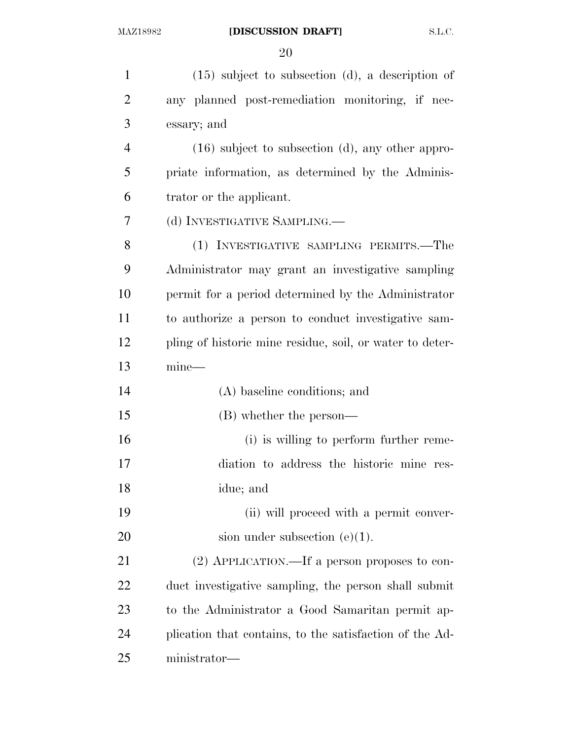(15) subject to subsection (d), a description of any planned post-remediation monitoring, if necessary; and

(16) subject to subsection (d), any other appropriate information, as determined by the Administrator or the applicant.

(d) INVESTIGATIVE SAMPLING.—

(1) INVESTIGATIVE SAMPLING PERMITS.—The Administrator may grant an investigative sampling permit for a period determined by the Administrator to authorize a person to conduct investigative sampling of historic mine residue, soil, or water to determine—

(A) baseline conditions; and

(B) whether the person—

(i) is willing to perform further remediation to address the historic mine residue; and

(ii) will proceed with a permit conversion under subsection (e)(1).

(2) APPLICATION.—If a person proposes to conduct investigative sampling, the person shall submit to the Administrator a Good Samaritan permit application that contains, to the satisfaction of the Administrator—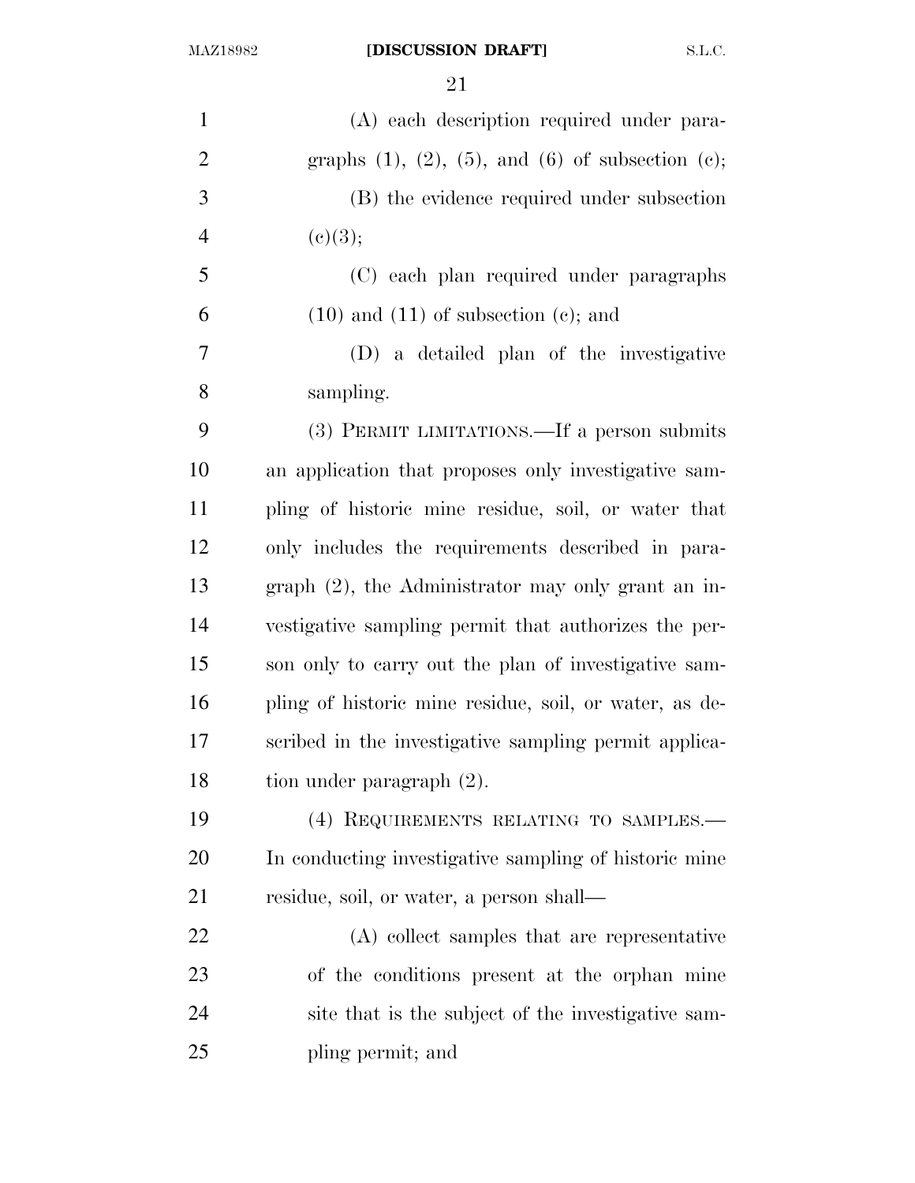(A) each description required under paragraphs (1), (2), (5), and (6) of subsection (c);

(B) the evidence required under subsection (c)(3);

(C) each plan required under paragraphs (10) and (11) of subsection (c); and

(D) a detailed plan of the investigative sampling.

(3) PERMIT LIMITATIONS.—If a person submits an application that proposes only investigative sampling of historic mine residue, soil, or water that only includes the requirements described in paragraph (2), the Administrator may only grant an investigative sampling permit that authorizes the person only to carry out the plan of investigative sampling of historic mine residue, soil, or water, as described in the investigative sampling permit application under paragraph (2).

(4) REQUIREMENTS RELATING TO SAMPLES.—In conducting investigative sampling of historic mine residue, soil, or water, a person shall—

(A) collect samples that are representative of the conditions present at the orphan mine site that is the subject of the investigative sampling permit; and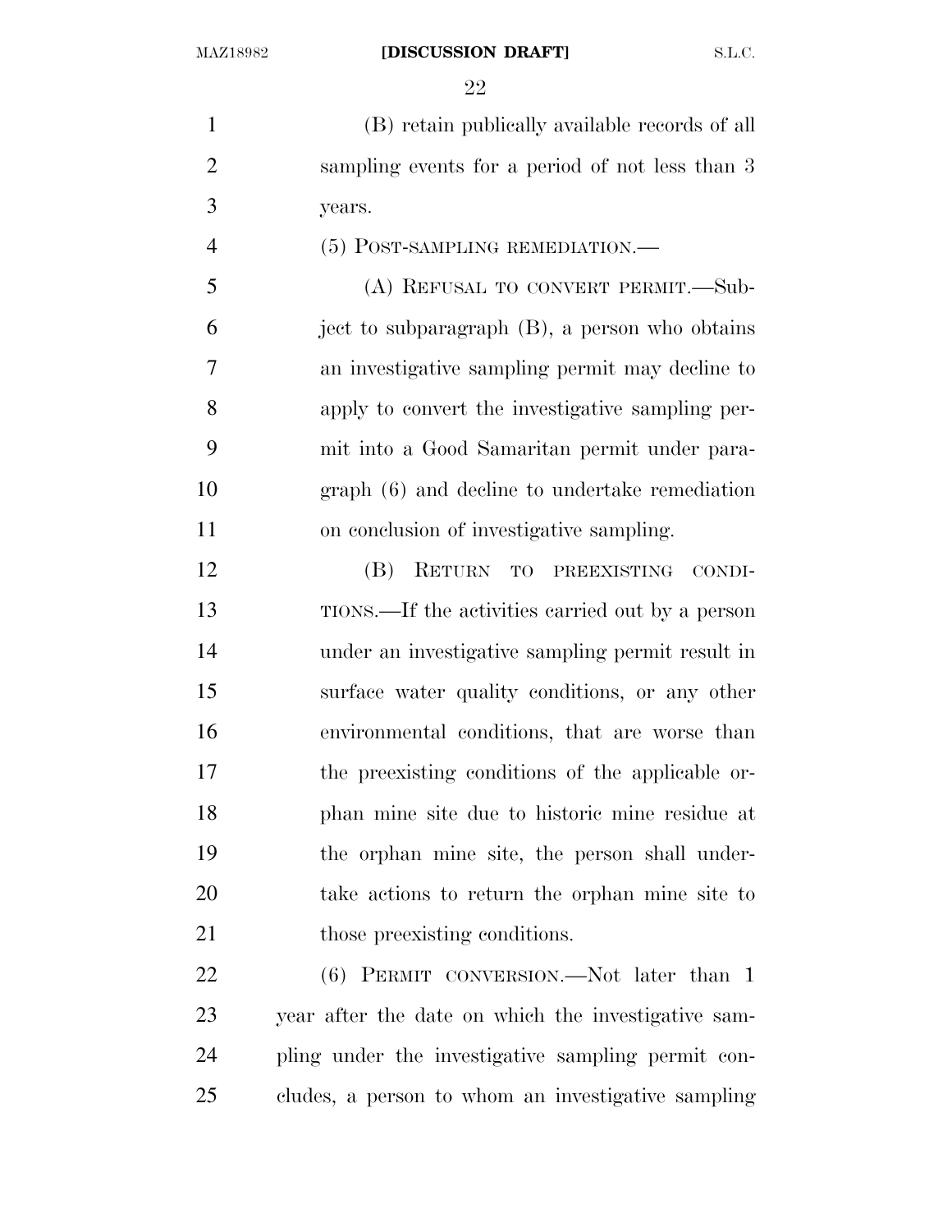(B) retain publically available records of all sampling events for a period of not less than 3 years.

(5) POST-SAMPLING REMEDIATION.—

(A) REFUSAL TO CONVERT PERMIT.—Subject to subparagraph (B), a person who obtains an investigative sampling permit may decline to apply to convert the investigative sampling permit into a Good Samaritan permit under paragraph (6) and decline to undertake remediation on conclusion of investigative sampling.

(B) RETURN TO PREEXISTING CONDITIONS.—If the activities carried out by a person under an investigative sampling permit result in surface water quality conditions, or any other environmental conditions, that are worse than the preexisting conditions of the applicable orphan mine site due to historic mine residue at the orphan mine site, the person shall undertake actions to return the orphan mine site to those preexisting conditions.

(6) PERMIT CONVERSION.—Not later than 1 year after the date on which the investigative sampling under the investigative sampling permit concludes, a person to whom an investigative sampling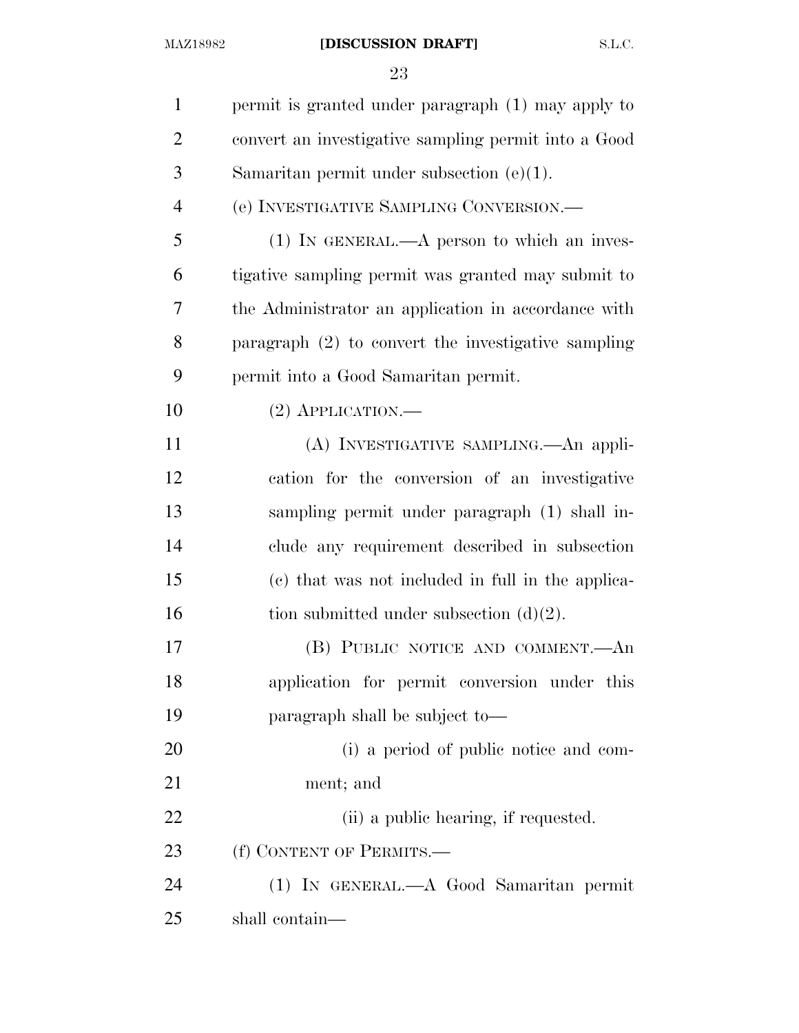permit is granted under paragraph (1) may apply to convert an investigative sampling permit into a Good Samaritan permit under subsection (e)(1).

(e) INVESTIGATIVE SAMPLING CONVERSION.—

(1) IN GENERAL.—A person to which an investigative sampling permit was granted may submit to the Administrator an application in accordance with paragraph (2) to convert the investigative sampling permit into a Good Samaritan permit.

(2) APPLICATION.—

(A) INVESTIGATIVE SAMPLING.—An application for the conversion of an investigative sampling permit under paragraph (1) shall include any requirement described in subsection (c) that was not included in full in the application submitted under subsection (d)(2).

(B) PUBLIC NOTICE AND COMMENT.—An application for permit conversion under this paragraph shall be subject to—

(i) a period of public notice and comment; and

(ii) a public hearing, if requested.

(f) CONTENT OF PERMITS.—

(1) IN GENERAL.—A Good Samaritan permit shall contain—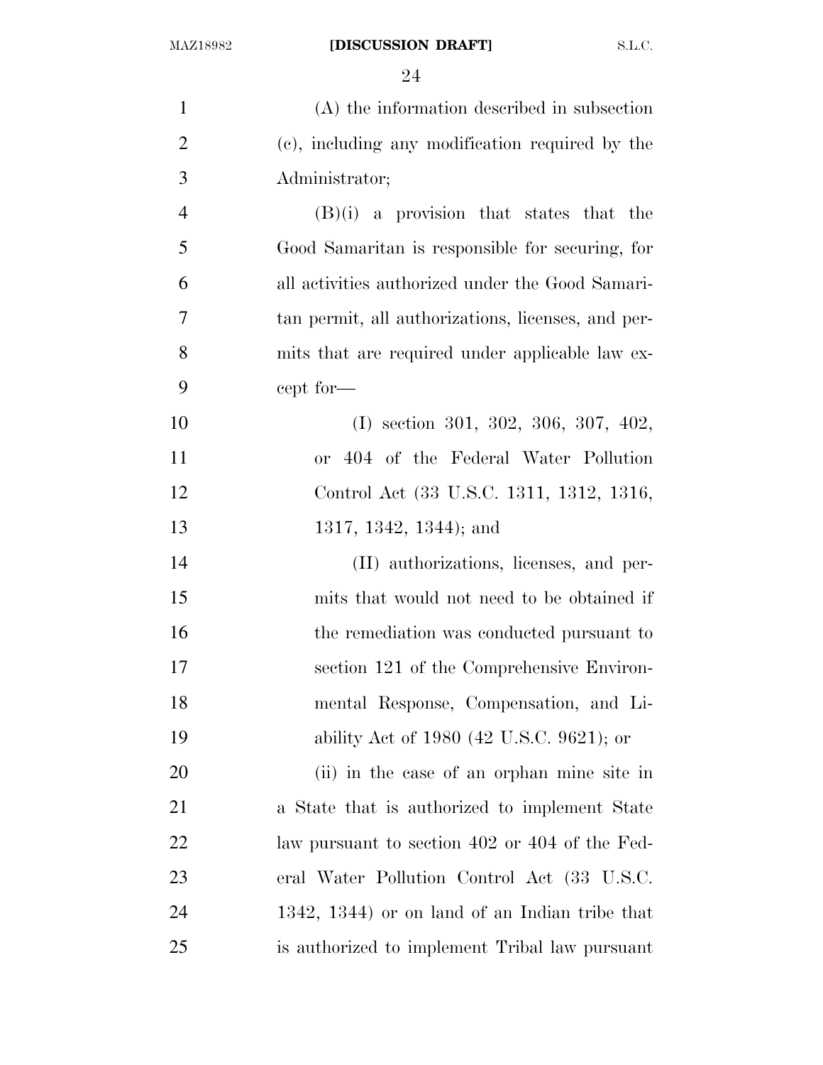(A) the information described in subsection (c), including any modification required by the Administrator;

(B)(i) a provision that states that the Good Samaritan is responsible for securing, for all activities authorized under the Good Samaritan permit, all authorizations, licenses, and permits that are required under applicable law except for—

(I) section 301, 302, 306, 307, 402, or 404 of the Federal Water Pollution Control Act (33 U.S.C. 1311, 1312, 1316, 1317, 1342, 1344); and

(II) authorizations, licenses, and permits that would not need to be obtained if the remediation was conducted pursuant to section 121 of the Comprehensive Environmental Response, Compensation, and Liability Act of 1980 (42 U.S.C. 9621); or

(ii) in the case of an orphan mine site in a State that is authorized to implement State law pursuant to section 402 or 404 of the Federal Water Pollution Control Act (33 U.S.C. 1342, 1344) or on land of an Indian tribe that is authorized to implement Tribal law pursuant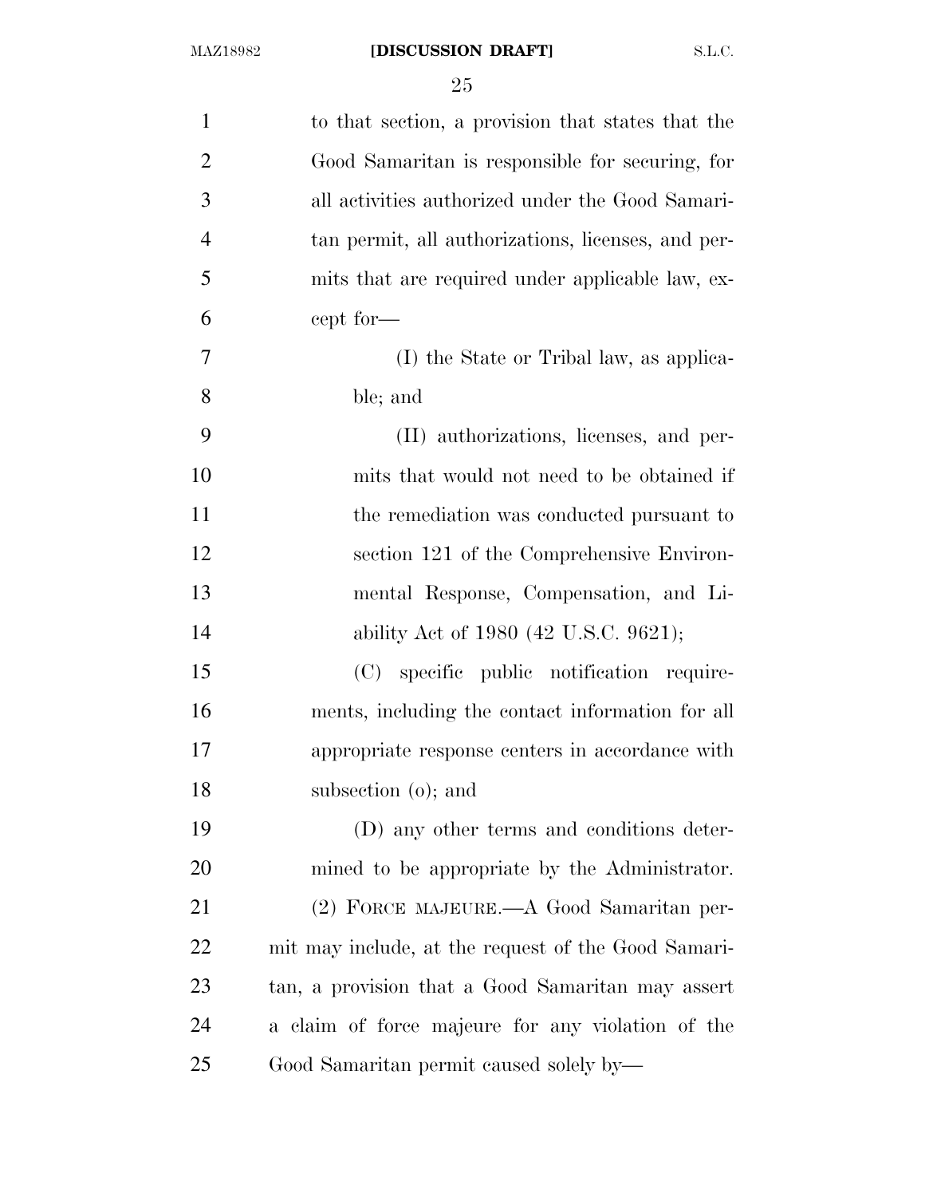to that section, a provision that states that the Good Samaritan is responsible for securing, for all activities authorized under the Good Samaritan permit, all authorizations, licenses, and permits that are required under applicable law, except for—

(I) the State or Tribal law, as applicable; and

(II) authorizations, licenses, and permits that would not need to be obtained if the remediation was conducted pursuant to section 121 of the Comprehensive Environmental Response, Compensation, and Liability Act of 1980 (42 U.S.C. 9621);

(C) specific public notification requirements, including the contact information for all appropriate response centers in accordance with subsection (o); and

(D) any other terms and conditions determined to be appropriate by the Administrator.

(2) FORCE MAJEURE.—A Good Samaritan permit may include, at the request of the Good Samaritan, a provision that a Good Samaritan may assert a claim of force majeure for any violation of the Good Samaritan permit caused solely by—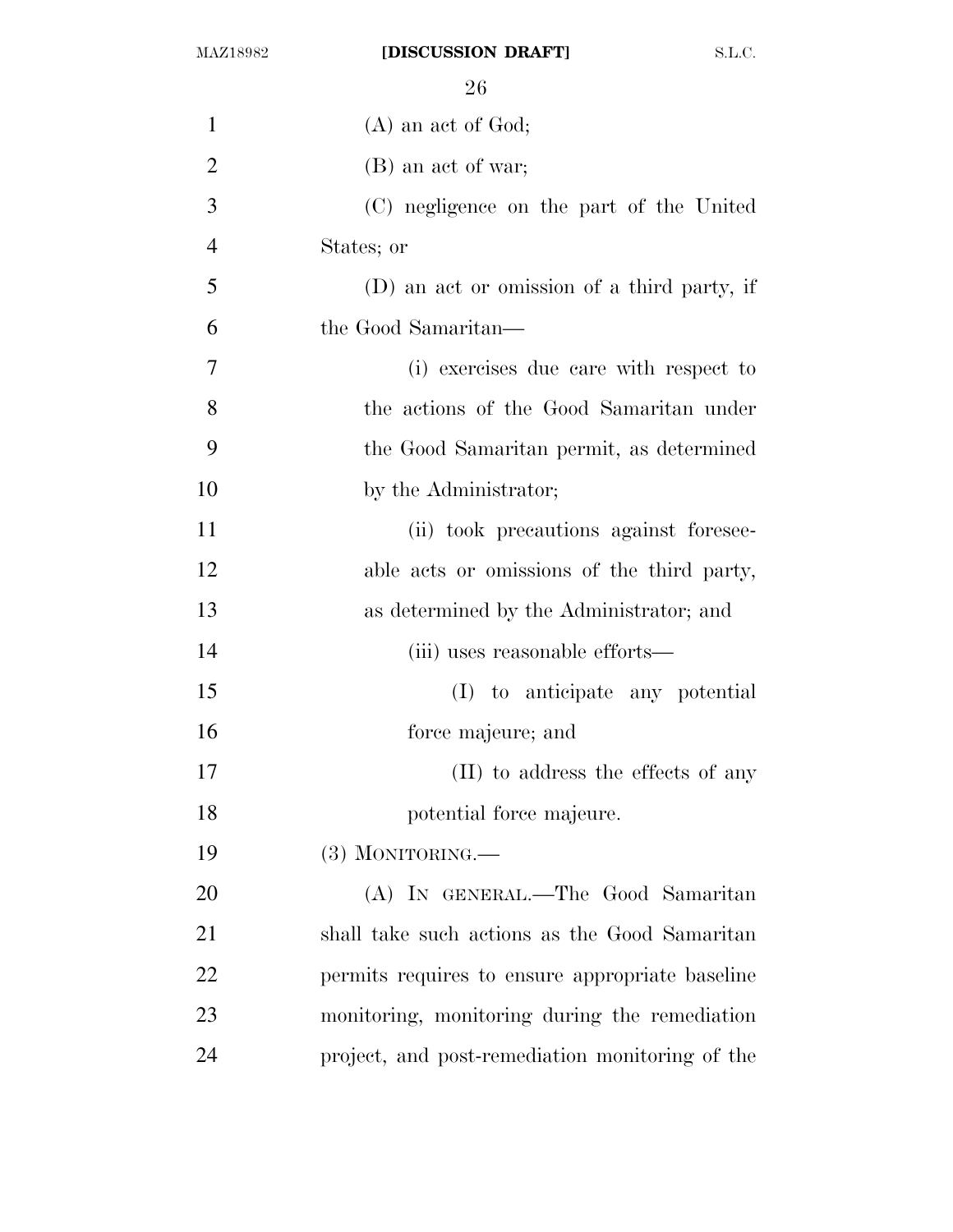(A) an act of God;

(B) an act of war;

(C) negligence on the part of the United States; or

(D) an act or omission of a third party, if the Good Samaritan—

(i) exercises due care with respect to the actions of the Good Samaritan under the Good Samaritan permit, as determined by the Administrator;

(ii) took precautions against foreseeable acts or omissions of the third party, as determined by the Administrator; and

(iii) uses reasonable efforts—

(I) to anticipate any potential force majeure; and

(II) to address the effects of any potential force majeure.

(3) MONITORING.—

(A) IN GENERAL.—The Good Samaritan shall take such actions as the Good Samaritan permits requires to ensure appropriate baseline monitoring, monitoring during the remediation project, and post-remediation monitoring of the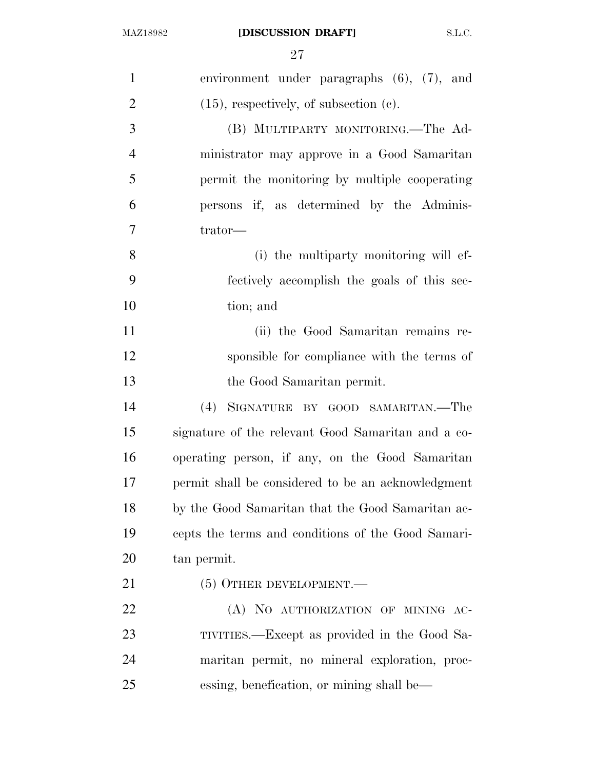environment under paragraphs (6), (7), and (15), respectively, of subsection (c).

(B) MULTIPARTY MONITORING.—The Administrator may approve in a Good Samaritan permit the monitoring by multiple cooperating persons if, as determined by the Administrator—

(i) the multiparty monitoring will effectively accomplish the goals of this section; and

(ii) the Good Samaritan remains responsible for compliance with the terms of the Good Samaritan permit.

(4) SIGNATURE BY GOOD SAMARITAN.—The signature of the relevant Good Samaritan and a cooperating person, if any, on the Good Samaritan permit shall be considered to be an acknowledgment by the Good Samaritan that the Good Samaritan accepts the terms and conditions of the Good Samaritan permit.

(5) OTHER DEVELOPMENT.—

(A) NO AUTHORIZATION OF MINING ACTIVITIES.—Except as provided in the Good Samaritan permit, no mineral exploration, processing, benefication, or mining shall be—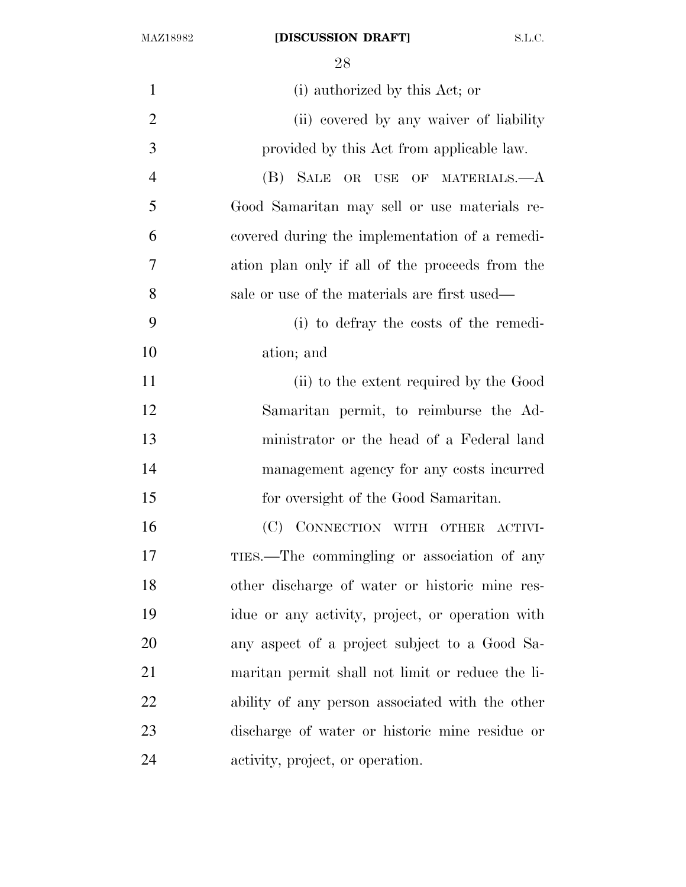(i) authorized by this Act; or

(ii) covered by any waiver of liability provided by this Act from applicable law.

(B) SALE OR USE OF MATERIALS.—A Good Samaritan may sell or use materials recovered during the implementation of a remediation plan only if all of the proceeds from the sale or use of the materials are first used—

(i) to defray the costs of the remediation; and

(ii) to the extent required by the Good Samaritan permit, to reimburse the Administrator or the head of a Federal land management agency for any costs incurred for oversight of the Good Samaritan.

(C) CONNECTION WITH OTHER ACTIVITIES.—The commingling or association of any other discharge of water or historic mine residue or any activity, project, or operation with any aspect of a project subject to a Good Samaritan permit shall not limit or reduce the liability of any person associated with the other discharge of water or historic mine residue or activity, project, or operation.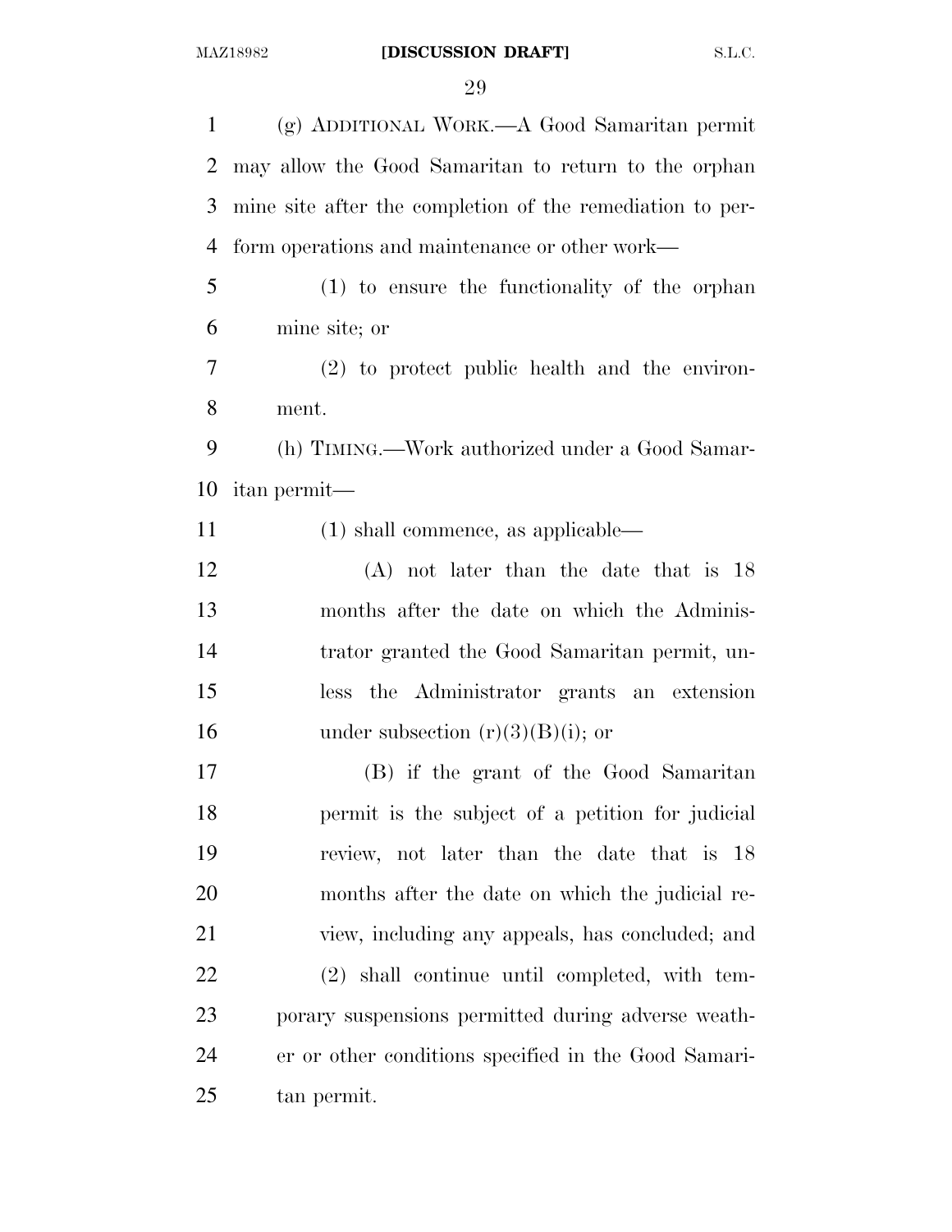(g) ADDITIONAL WORK.—A Good Samaritan permit may allow the Good Samaritan to return to the orphan mine site after the completion of the remediation to perform operations and maintenance or other work—

(1) to ensure the functionality of the orphan mine site; or

(2) to protect public health and the environment.

(h) TIMING.—Work authorized under a Good Samaritan permit—

(1) shall commence, as applicable—

(A) not later than the date that is 18 months after the date on which the Administrator granted the Good Samaritan permit, unless the Administrator grants an extension under subsection (r)(3)(B)(i); or

(B) if the grant of the Good Samaritan permit is the subject of a petition for judicial review, not later than the date that is 18 months after the date on which the judicial review, including any appeals, has concluded; and

(2) shall continue until completed, with temporary suspensions permitted during adverse weather or other conditions specified in the Good Samaritan permit.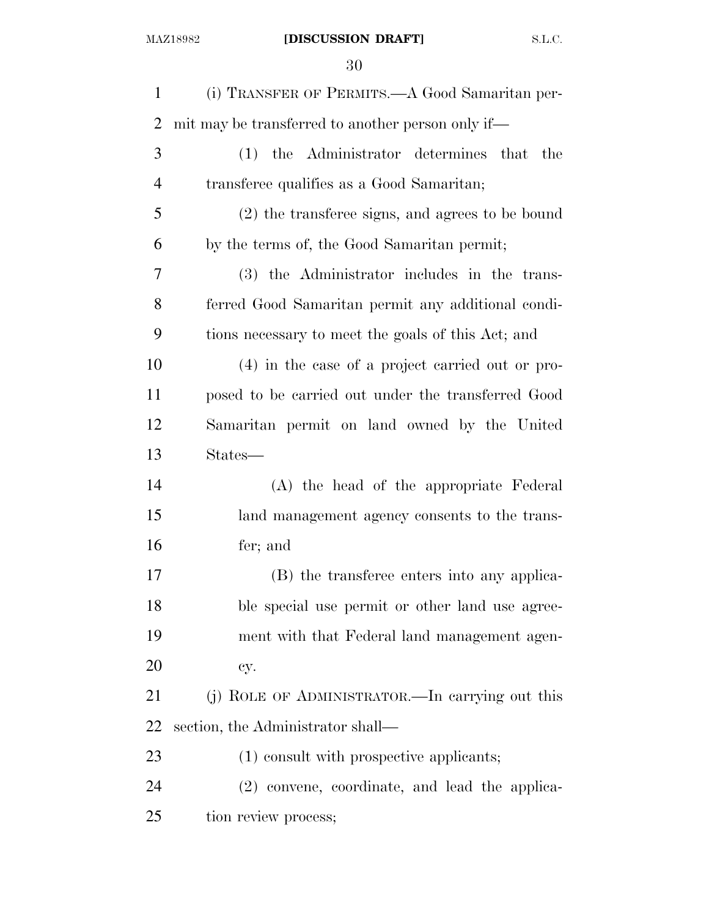(i) TRANSFER OF PERMITS.—A Good Samaritan permit may be transferred to another person only if—

(1) the Administrator determines that the transferee qualifies as a Good Samaritan;

(2) the transferee signs, and agrees to be bound by the terms of, the Good Samaritan permit;

(3) the Administrator includes in the transferred Good Samaritan permit any additional conditions necessary to meet the goals of this Act; and

(4) in the case of a project carried out or proposed to be carried out under the transferred Good Samaritan permit on land owned by the United States—

(A) the head of the appropriate Federal land management agency consents to the transfer; and

(B) the transferee enters into any applicable special use permit or other land use agreement with that Federal land management agency.

(j) ROLE OF ADMINISTRATOR.—In carrying out this section, the Administrator shall—

(1) consult with prospective applicants;

(2) convene, coordinate, and lead the application review process;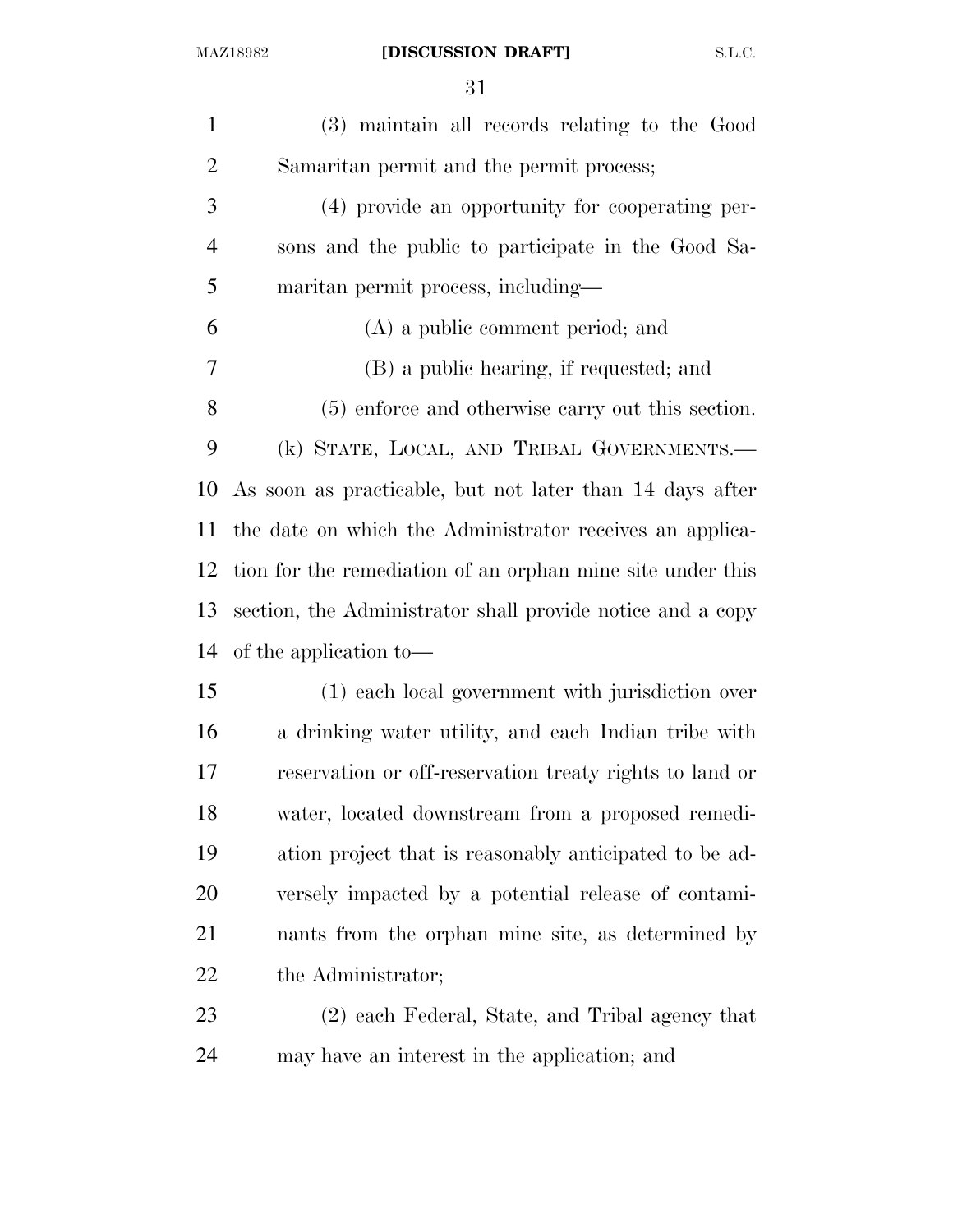(3) maintain all records relating to the Good Samaritan permit and the permit process;

(4) provide an opportunity for cooperating persons and the public to participate in the Good Samaritan permit process, including—

(A) a public comment period; and

(B) a public hearing, if requested; and

(5) enforce and otherwise carry out this section.

(k) STATE, LOCAL, AND TRIBAL GOVERNMENTS.— As soon as practicable, but not later than 14 days after the date on which the Administrator receives an application for the remediation of an orphan mine site under this section, the Administrator shall provide notice and a copy of the application to—

(1) each local government with jurisdiction over a drinking water utility, and each Indian tribe with reservation or off-reservation treaty rights to land or water, located downstream from a proposed remediation project that is reasonably anticipated to be adversely impacted by a potential release of contaminants from the orphan mine site, as determined by the Administrator;

(2) each Federal, State, and Tribal agency that may have an interest in the application; and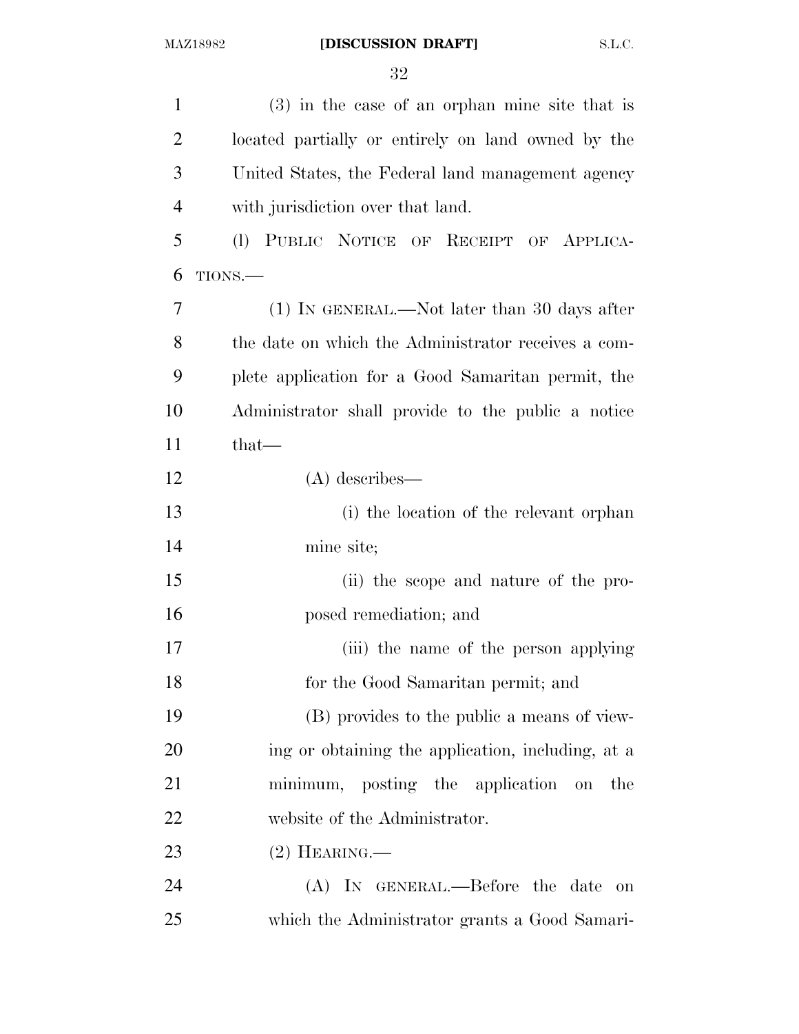(3) in the case of an orphan mine site that is located partially or entirely on land owned by the United States, the Federal land management agency with jurisdiction over that land.

(l) PUBLIC NOTICE OF RECEIPT OF APPLICATIONS.—

(1) IN GENERAL.—Not later than 30 days after the date on which the Administrator receives a complete application for a Good Samaritan permit, the Administrator shall provide to the public a notice that—

(A) describes—

(i) the location of the relevant orphan mine site;

(ii) the scope and nature of the proposed remediation; and

(iii) the name of the person applying for the Good Samaritan permit; and

(B) provides to the public a means of viewing or obtaining the application, including, at a minimum, posting the application on the website of the Administrator.

(2) HEARING.—

(A) IN GENERAL.—Before the date on which the Administrator grants a Good Samari-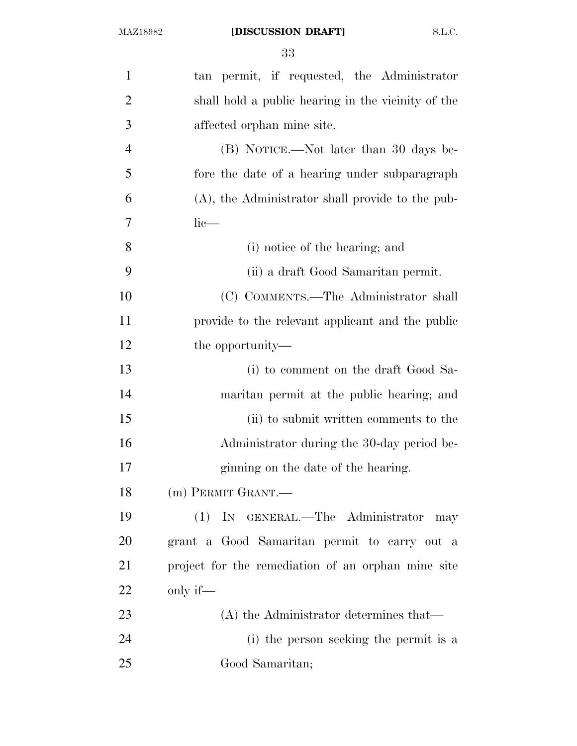tan permit, if requested, the Administrator shall hold a public hearing in the vicinity of the affected orphan mine site.

(B) NOTICE.—Not later than 30 days before the date of a hearing under subparagraph (A), the Administrator shall provide to the public—

(i) notice of the hearing; and

(ii) a draft Good Samaritan permit.

(C) COMMENTS.—The Administrator shall provide to the relevant applicant and the public the opportunity—

(i) to comment on the draft Good Samaritan permit at the public hearing; and

(ii) to submit written comments to the Administrator during the 30-day period beginning on the date of the hearing.

(m) PERMIT GRANT.—

(1) IN GENERAL.—The Administrator may grant a Good Samaritan permit to carry out a project for the remediation of an orphan mine site only if—

(A) the Administrator determines that—

(i) the person seeking the permit is a Good Samaritan;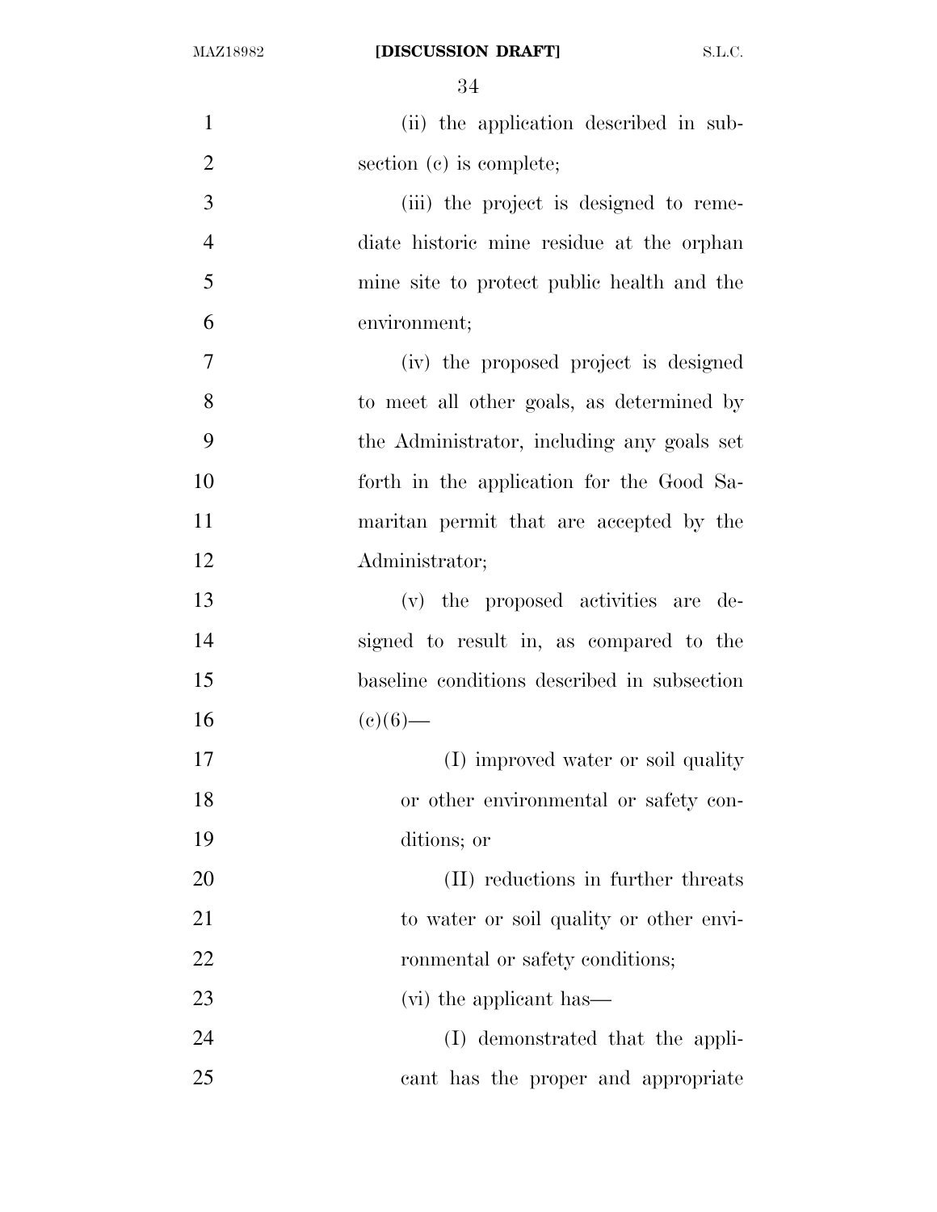(ii) the application described in subsection (c) is complete;

(iii) the project is designed to remediate historic mine residue at the orphan mine site to protect public health and the environment;

(iv) the proposed project is designed to meet all other goals, as determined by the Administrator, including any goals set forth in the application for the Good Samaritan permit that are accepted by the Administrator;

(v) the proposed activities are designed to result in, as compared to the baseline conditions described in subsection (c)(6)—

(I) improved water or soil quality or other environmental or safety conditions; or

(II) reductions in further threats to water or soil quality or other environmental or safety conditions;

(vi) the applicant has—

(I) demonstrated that the applicant has the proper and appropriate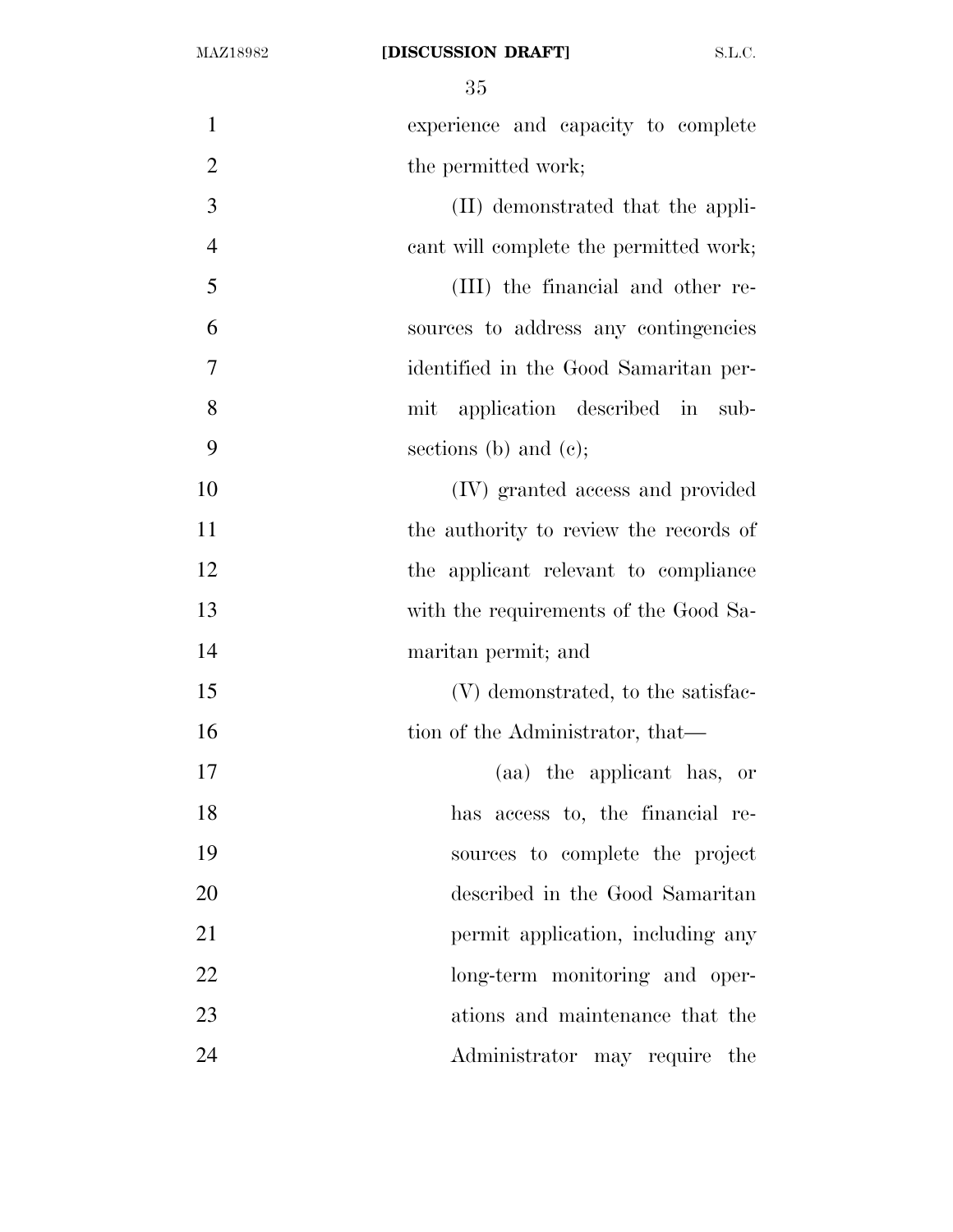experience and capacity to complete the permitted work;

(II) demonstrated that the applicant will complete the permitted work;

(III) the financial and other resources to address any contingencies identified in the Good Samaritan permit application described in subsections (b) and (c);

(IV) granted access and provided the authority to review the records of the applicant relevant to compliance with the requirements of the Good Samaritan permit; and

(V) demonstrated, to the satisfaction of the Administrator, that—

(aa) the applicant has, or has access to, the financial resources to complete the project described in the Good Samaritan permit application, including any long-term monitoring and operations and maintenance that the Administrator may require the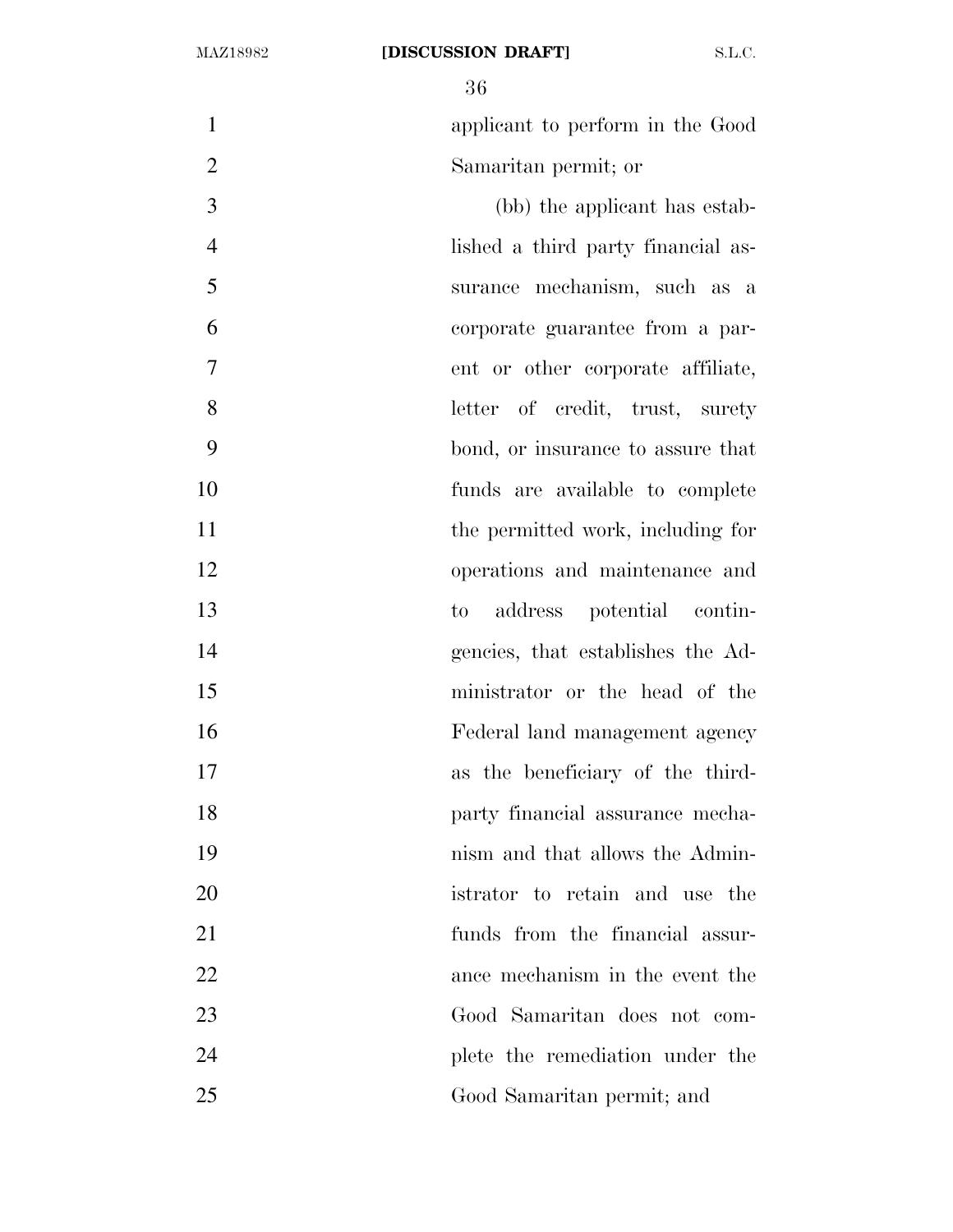applicant to perform in the Good Samaritan permit; or

(bb) the applicant has established a third party financial assurance mechanism, such as a corporate guarantee from a parent or other corporate affiliate, letter of credit, trust, surety bond, or insurance to assure that funds are available to complete the permitted work, including for operations and maintenance and to address potential contingencies, that establishes the Administrator or the head of the Federal land management agency as the beneficiary of the third-party financial assurance mechanism and that allows the Administrator to retain and use the funds from the financial assurance mechanism in the event the Good Samaritan does not complete the remediation under the Good Samaritan permit; and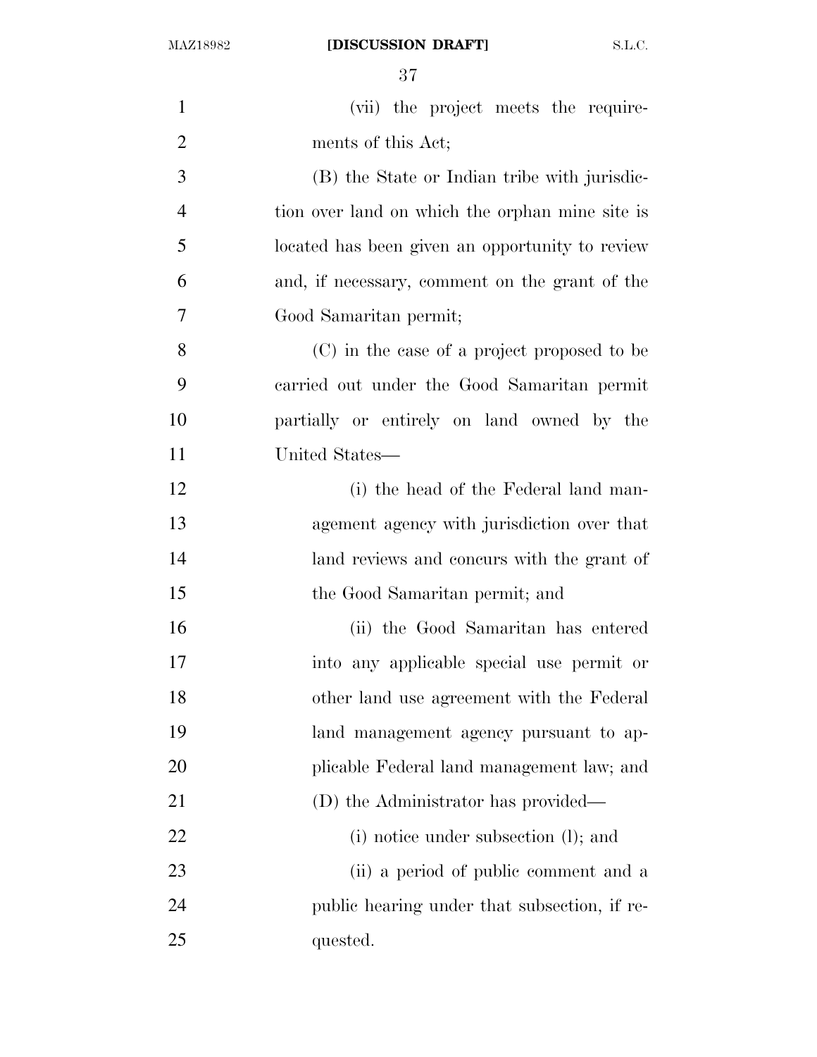(vii) the project meets the requirements of this Act;

(B) the State or Indian tribe with jurisdiction over land on which the orphan mine site is located has been given an opportunity to review and, if necessary, comment on the grant of the Good Samaritan permit;

(C) in the case of a project proposed to be carried out under the Good Samaritan permit partially or entirely on land owned by the United States—

(i) the head of the Federal land management agency with jurisdiction over that land reviews and concurs with the grant of the Good Samaritan permit; and

(ii) the Good Samaritan has entered into any applicable special use permit or other land use agreement with the Federal land management agency pursuant to applicable Federal land management law; and

(D) the Administrator has provided—

(i) notice under subsection (l); and

(ii) a period of public comment and a public hearing under that subsection, if requested.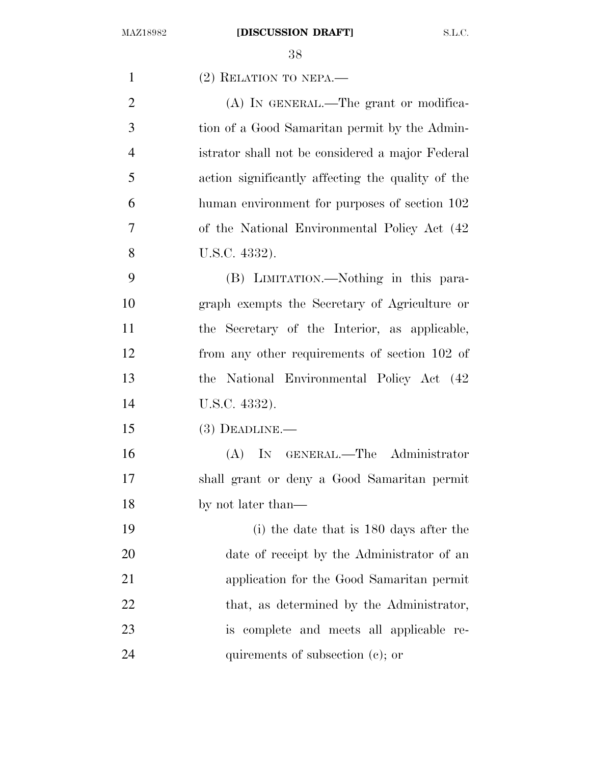(2) RELATION TO NEPA.—

(A) IN GENERAL.—The grant or modification of a Good Samaritan permit by the Administrator shall not be considered a major Federal action significantly affecting the quality of the human environment for purposes of section 102 of the National Environmental Policy Act (42 U.S.C. 4332).

(B) LIMITATION.—Nothing in this paragraph exempts the Secretary of Agriculture or the Secretary of the Interior, as applicable, from any other requirements of section 102 of the National Environmental Policy Act (42 U.S.C. 4332).

(3) DEADLINE.—

(A) IN GENERAL.—The Administrator shall grant or deny a Good Samaritan permit by not later than—

(i) the date that is 180 days after the date of receipt by the Administrator of an application for the Good Samaritan permit that, as determined by the Administrator, is complete and meets all applicable requirements of subsection (c); or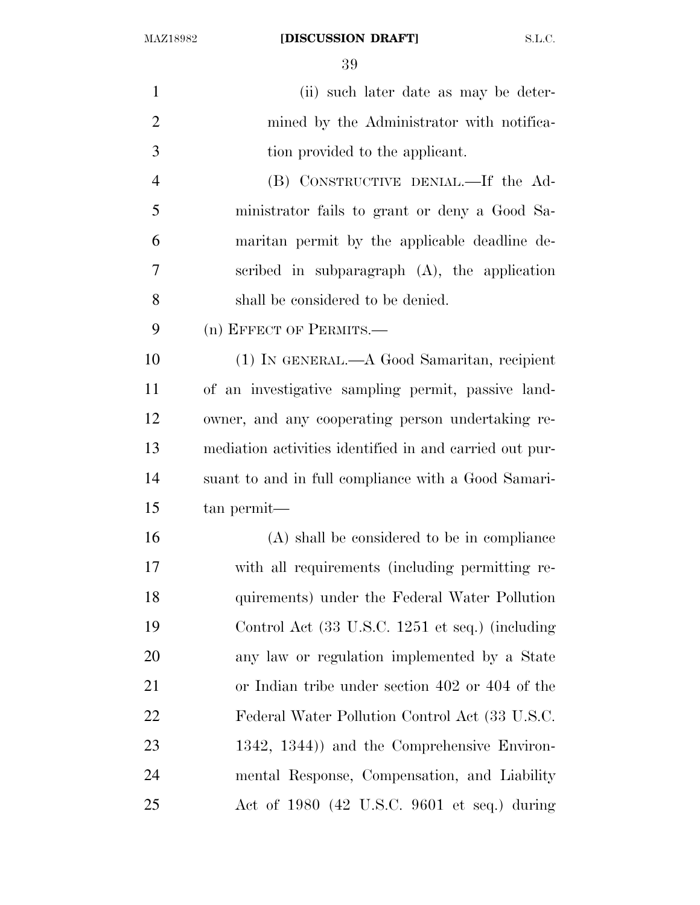(ii) such later date as may be determined by the Administrator with notification provided to the applicant.

(B) CONSTRUCTIVE DENIAL.—If the Administrator fails to grant or deny a Good Samaritan permit by the applicable deadline described in subparagraph (A), the application shall be considered to be denied.

(n) EFFECT OF PERMITS.—

(1) IN GENERAL.—A Good Samaritan, recipient of an investigative sampling permit, passive landowner, and any cooperating person undertaking remediation activities identified in and carried out pursuant to and in full compliance with a Good Samaritan permit—

(A) shall be considered to be in compliance with all requirements (including permitting requirements) under the Federal Water Pollution Control Act (33 U.S.C. 1251 et seq.) (including any law or regulation implemented by a State or Indian tribe under section 402 or 404 of the Federal Water Pollution Control Act (33 U.S.C. 1342, 1344)) and the Comprehensive Environmental Response, Compensation, and Liability Act of 1980 (42 U.S.C. 9601 et seq.) during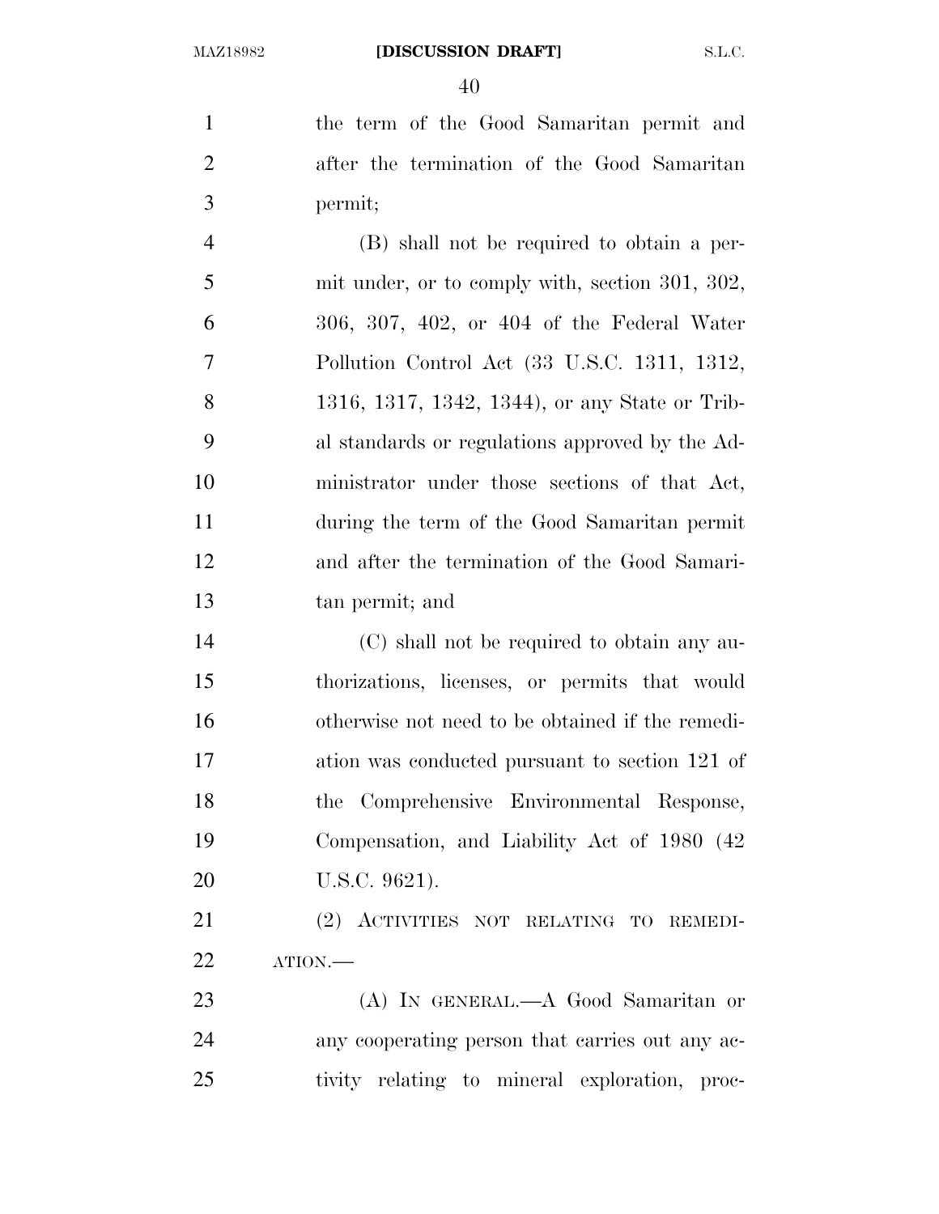the term of the Good Samaritan permit and after the termination of the Good Samaritan permit;

(B) shall not be required to obtain a permit under, or to comply with, section 301, 302, 306, 307, 402, or 404 of the Federal Water Pollution Control Act (33 U.S.C. 1311, 1312, 1316, 1317, 1342, 1344), or any State or Tribal standards or regulations approved by the Administrator under those sections of that Act, during the term of the Good Samaritan permit and after the termination of the Good Samaritan permit; and

(C) shall not be required to obtain any authorizations, licenses, or permits that would otherwise not need to be obtained if the remediation was conducted pursuant to section 121 of the Comprehensive Environmental Response, Compensation, and Liability Act of 1980 (42 U.S.C. 9621).

(2) ACTIVITIES NOT RELATING TO REMEDIATION.—

(A) IN GENERAL.—A Good Samaritan or any cooperating person that carries out any activity relating to mineral exploration, proc-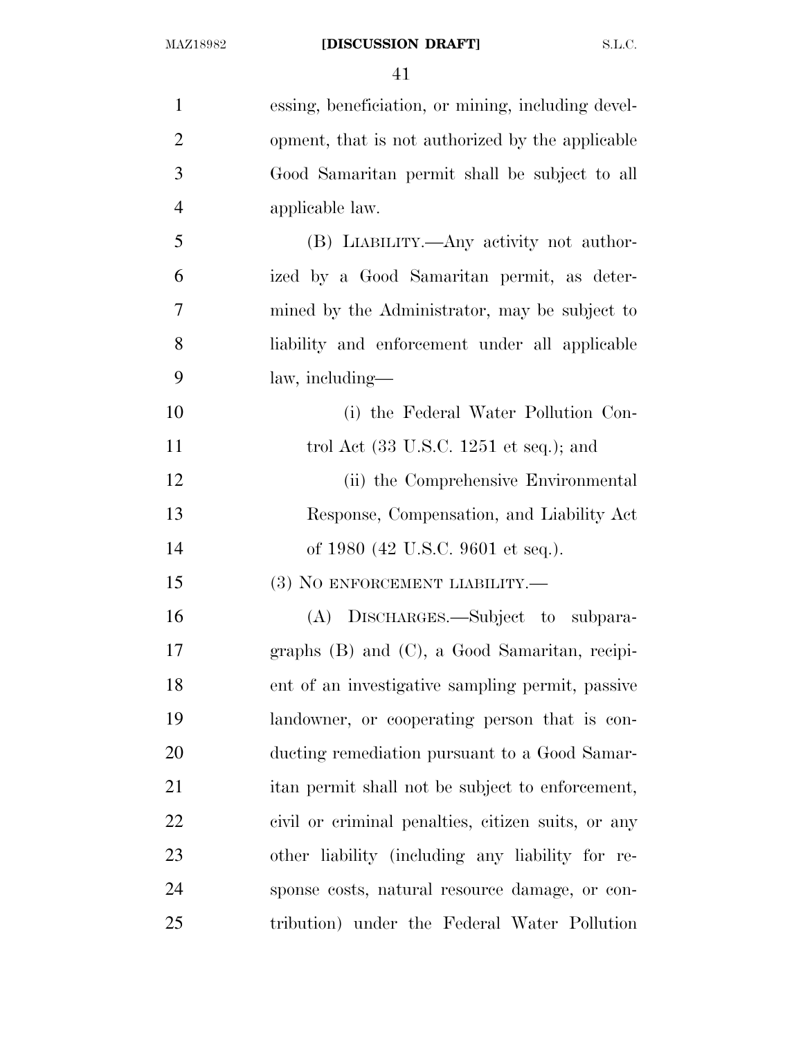essing, beneficiation, or mining, including development, that is not authorized by the applicable Good Samaritan permit shall be subject to all applicable law.

(B) LIABILITY.—Any activity not authorized by a Good Samaritan permit, as determined by the Administrator, may be subject to liability and enforcement under all applicable law, including—

(i) the Federal Water Pollution Control Act (33 U.S.C. 1251 et seq.); and

(ii) the Comprehensive Environmental Response, Compensation, and Liability Act of 1980 (42 U.S.C. 9601 et seq.).

(3) NO ENFORCEMENT LIABILITY.—

(A) DISCHARGES.—Subject to subparagraphs (B) and (C), a Good Samaritan, recipient of an investigative sampling permit, passive landowner, or cooperating person that is conducting remediation pursuant to a Good Samaritan permit shall not be subject to enforcement, civil or criminal penalties, citizen suits, or any other liability (including any liability for response costs, natural resource damage, or contribution) under the Federal Water Pollution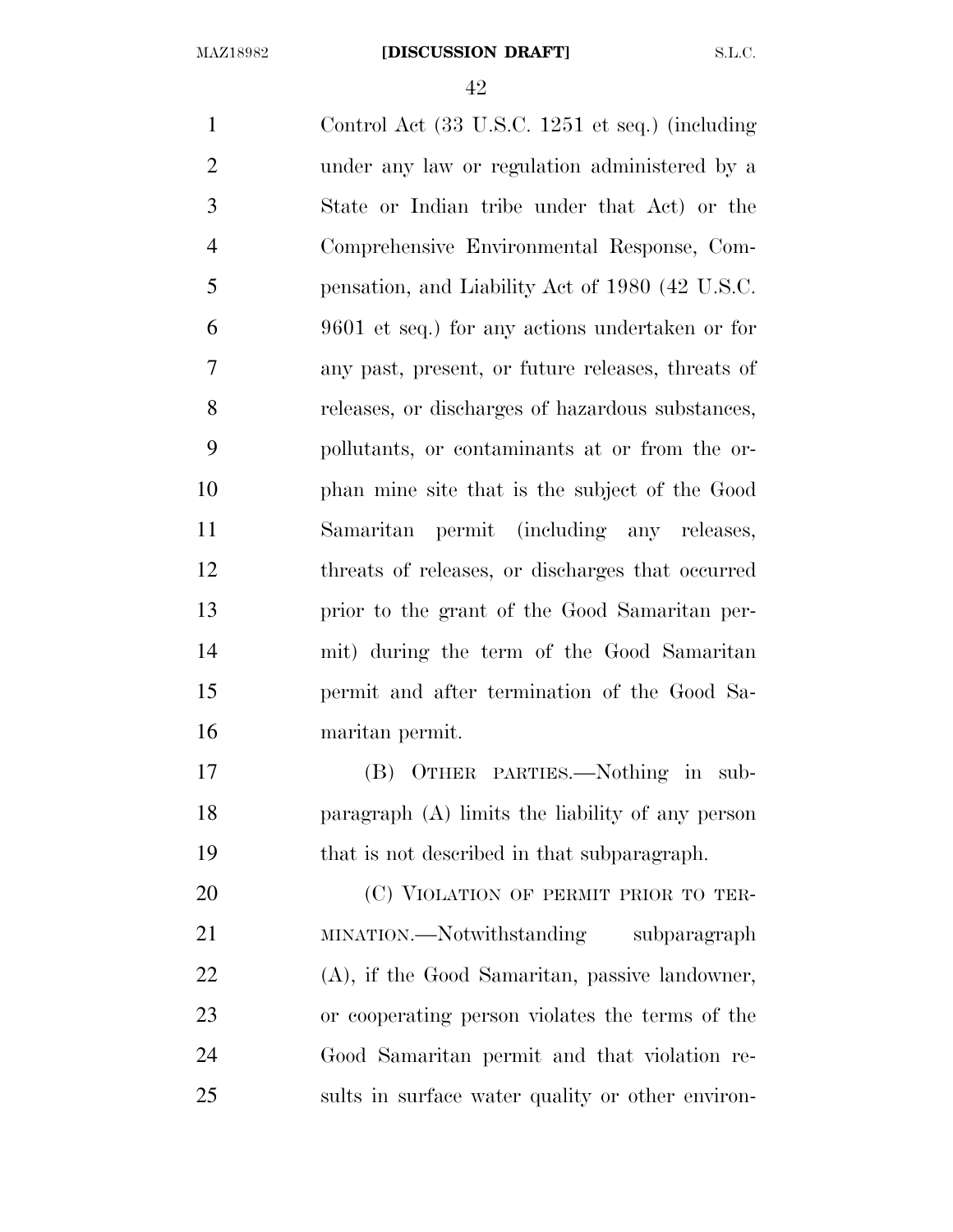Control Act (33 U.S.C. 1251 et seq.) (including under any law or regulation administered by a State or Indian tribe under that Act) or the Comprehensive Environmental Response, Compensation, and Liability Act of 1980 (42 U.S.C. 9601 et seq.) for any actions undertaken or for any past, present, or future releases, threats of releases, or discharges of hazardous substances, pollutants, or contaminants at or from the orphan mine site that is the subject of the Good Samaritan permit (including any releases, threats of releases, or discharges that occurred prior to the grant of the Good Samaritan permit) during the term of the Good Samaritan permit and after termination of the Good Samaritan permit.

(B) OTHER PARTIES.—Nothing in subparagraph (A) limits the liability of any person that is not described in that subparagraph.

(C) VIOLATION OF PERMIT PRIOR TO TERMINATION.—Notwithstanding subparagraph (A), if the Good Samaritan, passive landowner, or cooperating person violates the terms of the Good Samaritan permit and that violation results in surface water quality or other environ-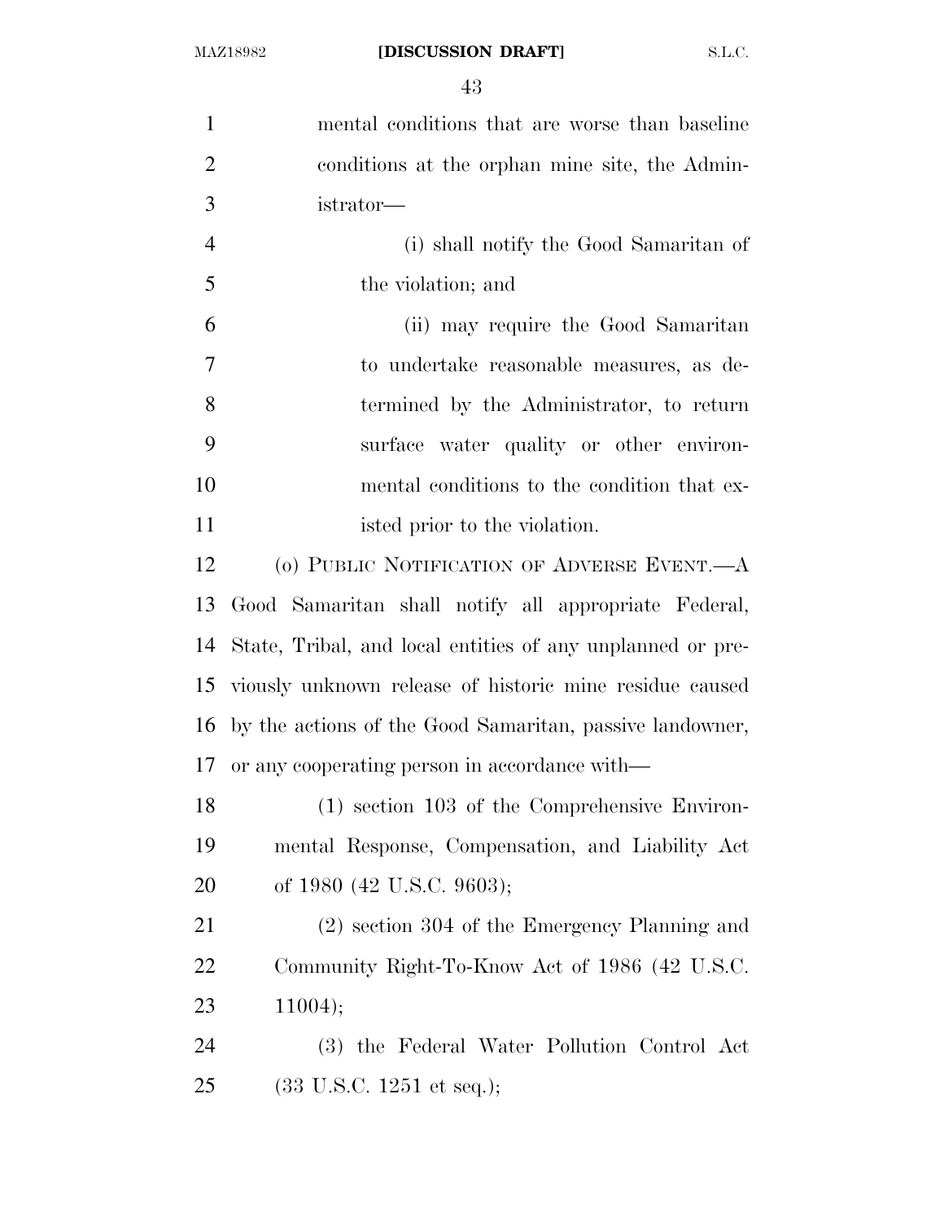mental conditions that are worse than baseline conditions at the orphan mine site, the Administrator—

(i) shall notify the Good Samaritan of the violation; and

(ii) may require the Good Samaritan to undertake reasonable measures, as determined by the Administrator, to return surface water quality or other environmental conditions to the condition that existed prior to the violation.

(o) PUBLIC NOTIFICATION OF ADVERSE EVENT.—A Good Samaritan shall notify all appropriate Federal, State, Tribal, and local entities of any unplanned or previously unknown release of historic mine residue caused by the actions of the Good Samaritan, passive landowner, or any cooperating person in accordance with—

(1) section 103 of the Comprehensive Environmental Response, Compensation, and Liability Act of 1980 (42 U.S.C. 9603);

(2) section 304 of the Emergency Planning and Community Right-To-Know Act of 1986 (42 U.S.C. 11004);

(3) the Federal Water Pollution Control Act (33 U.S.C. 1251 et seq.);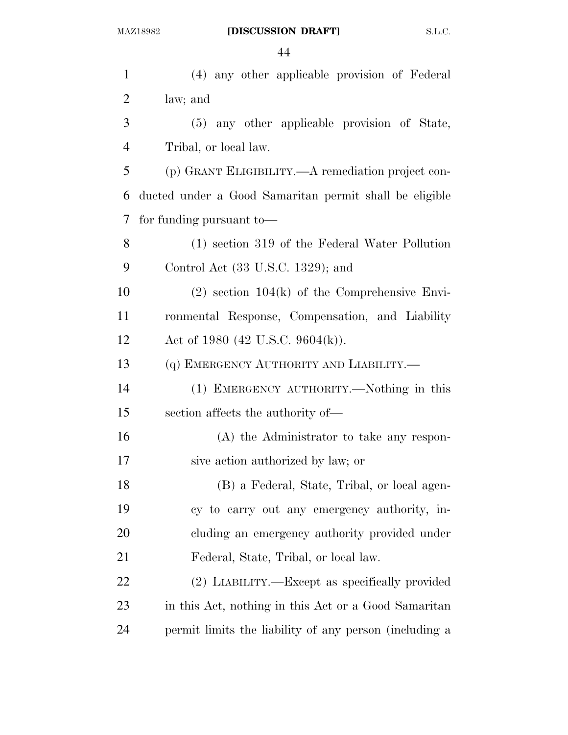(4) any other applicable provision of Federal law; and

(5) any other applicable provision of State, Tribal, or local law.

(p) GRANT ELIGIBILITY.—A remediation project conducted under a Good Samaritan permit shall be eligible for funding pursuant to—

(1) section 319 of the Federal Water Pollution Control Act (33 U.S.C. 1329); and

(2) section 104(k) of the Comprehensive Environmental Response, Compensation, and Liability Act of 1980 (42 U.S.C. 9604(k)).

(q) EMERGENCY AUTHORITY AND LIABILITY.—

(1) EMERGENCY AUTHORITY.—Nothing in this section affects the authority of—

(A) the Administrator to take any responsive action authorized by law; or

(B) a Federal, State, Tribal, or local agency to carry out any emergency authority, including an emergency authority provided under Federal, State, Tribal, or local law.

(2) LIABILITY.—Except as specifically provided in this Act, nothing in this Act or a Good Samaritan permit limits the liability of any person (including a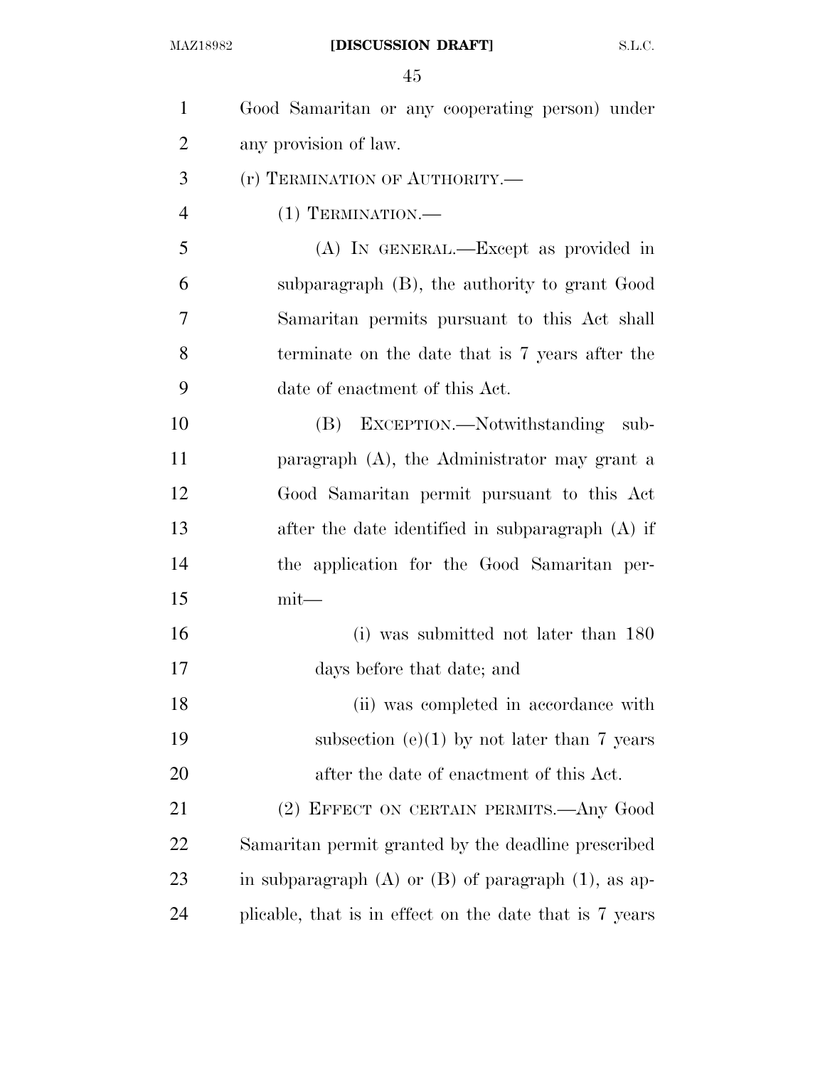Good Samaritan or any cooperating person) under any provision of law.

(r) TERMINATION OF AUTHORITY.—

(1) TERMINATION.—

(A) IN GENERAL.—Except as provided in subparagraph (B), the authority to grant Good Samaritan permits pursuant to this Act shall terminate on the date that is 7 years after the date of enactment of this Act.

(B) EXCEPTION.—Notwithstanding subparagraph (A), the Administrator may grant a Good Samaritan permit pursuant to this Act after the date identified in subparagraph (A) if the application for the Good Samaritan permit—

(i) was submitted not later than 180 days before that date; and

(ii) was completed in accordance with subsection (e)(1) by not later than 7 years after the date of enactment of this Act.

(2) EFFECT ON CERTAIN PERMITS.—Any Good Samaritan permit granted by the deadline prescribed in subparagraph (A) or (B) of paragraph (1), as applicable, that is in effect on the date that is 7 years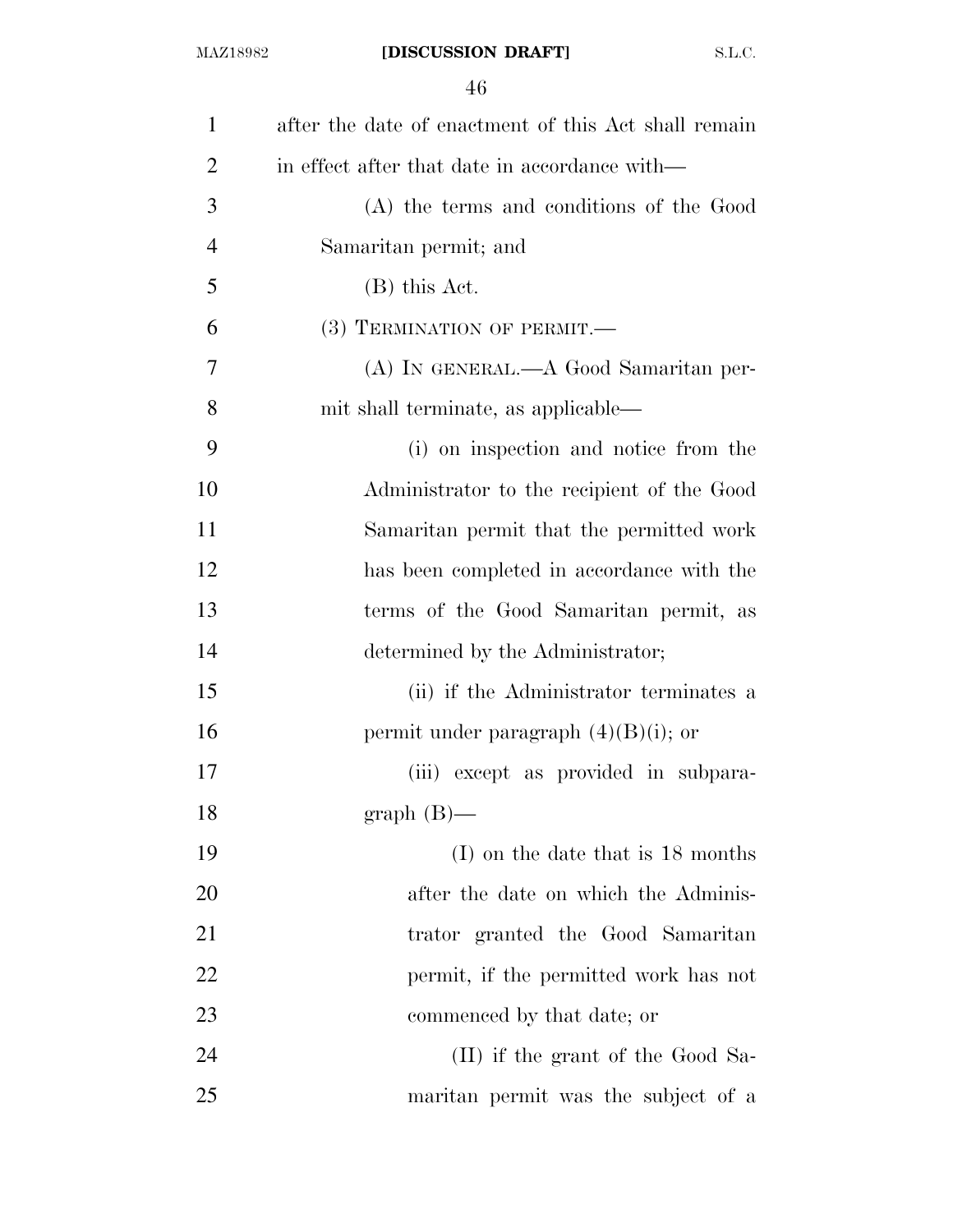after the date of enactment of this Act shall remain in effect after that date in accordance with—

(A) the terms and conditions of the Good Samaritan permit; and

(B) this Act.

(3) TERMINATION OF PERMIT.—

(A) IN GENERAL.—A Good Samaritan permit shall terminate, as applicable—

(i) on inspection and notice from the Administrator to the recipient of the Good Samaritan permit that the permitted work has been completed in accordance with the terms of the Good Samaritan permit, as determined by the Administrator;

(ii) if the Administrator terminates a permit under paragraph (4)(B)(i); or

(iii) except as provided in subparagraph (B)—

(I) on the date that is 18 months after the date on which the Administrator granted the Good Samaritan permit, if the permitted work has not commenced by that date; or

(II) if the grant of the Good Samaritan permit was the subject of a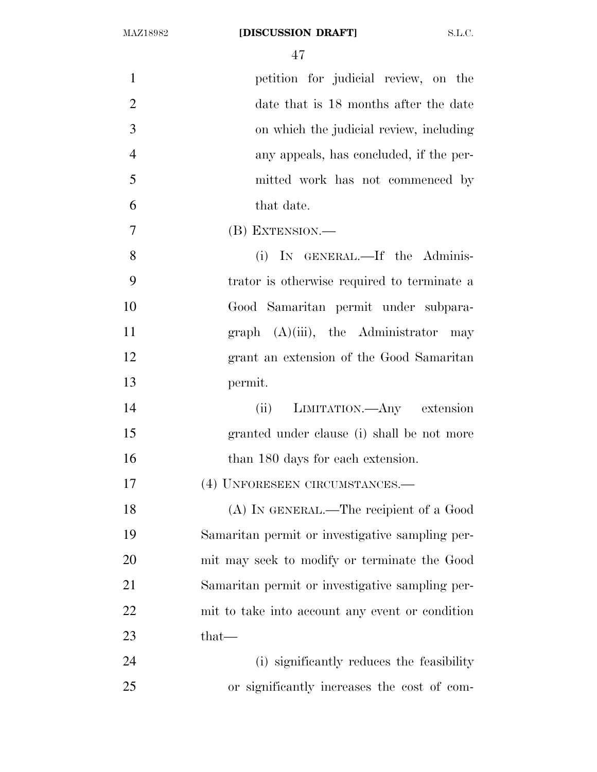petition for judicial review, on the date that is 18 months after the date on which the judicial review, including any appeals, has concluded, if the permitted work has not commenced by that date.

(B) EXTENSION.—

(i) IN GENERAL.—If the Administrator is otherwise required to terminate a Good Samaritan permit under subparagraph (A)(iii), the Administrator may grant an extension of the Good Samaritan permit.

(ii) LIMITATION.—Any extension granted under clause (i) shall be not more than 180 days for each extension.

(4) UNFORESEEN CIRCUMSTANCES.—

(A) IN GENERAL.—The recipient of a Good Samaritan permit or investigative sampling permit may seek to modify or terminate the Good Samaritan permit or investigative sampling permit to take into account any event or condition that—

(i) significantly reduces the feasibility or significantly increases the cost of com-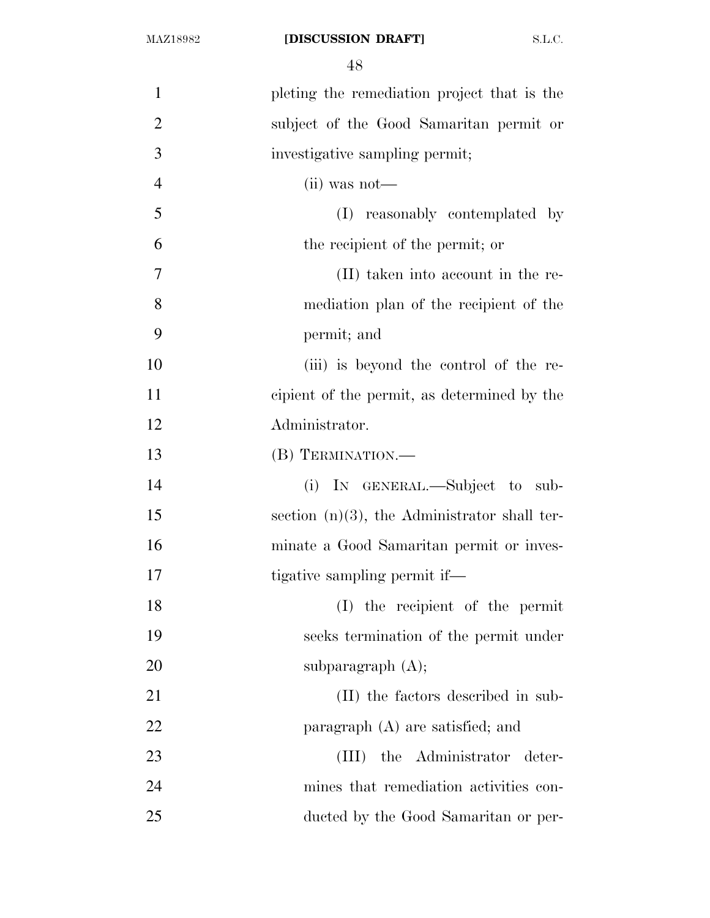pleting the remediation project that is the subject of the Good Samaritan permit or investigative sampling permit;

(ii) was not—

(I) reasonably contemplated by the recipient of the permit; or

(II) taken into account in the remediation plan of the recipient of the permit; and

(iii) is beyond the control of the recipient of the permit, as determined by the Administrator.

(B) TERMINATION.—

(i) IN GENERAL.—Subject to subsection (n)(3), the Administrator shall terminate a Good Samaritan permit or investigative sampling permit if—

(I) the recipient of the permit seeks termination of the permit under subparagraph (A);

(II) the factors described in subparagraph (A) are satisfied; and

(III) the Administrator determines that remediation activities conducted by the Good Samaritan or per-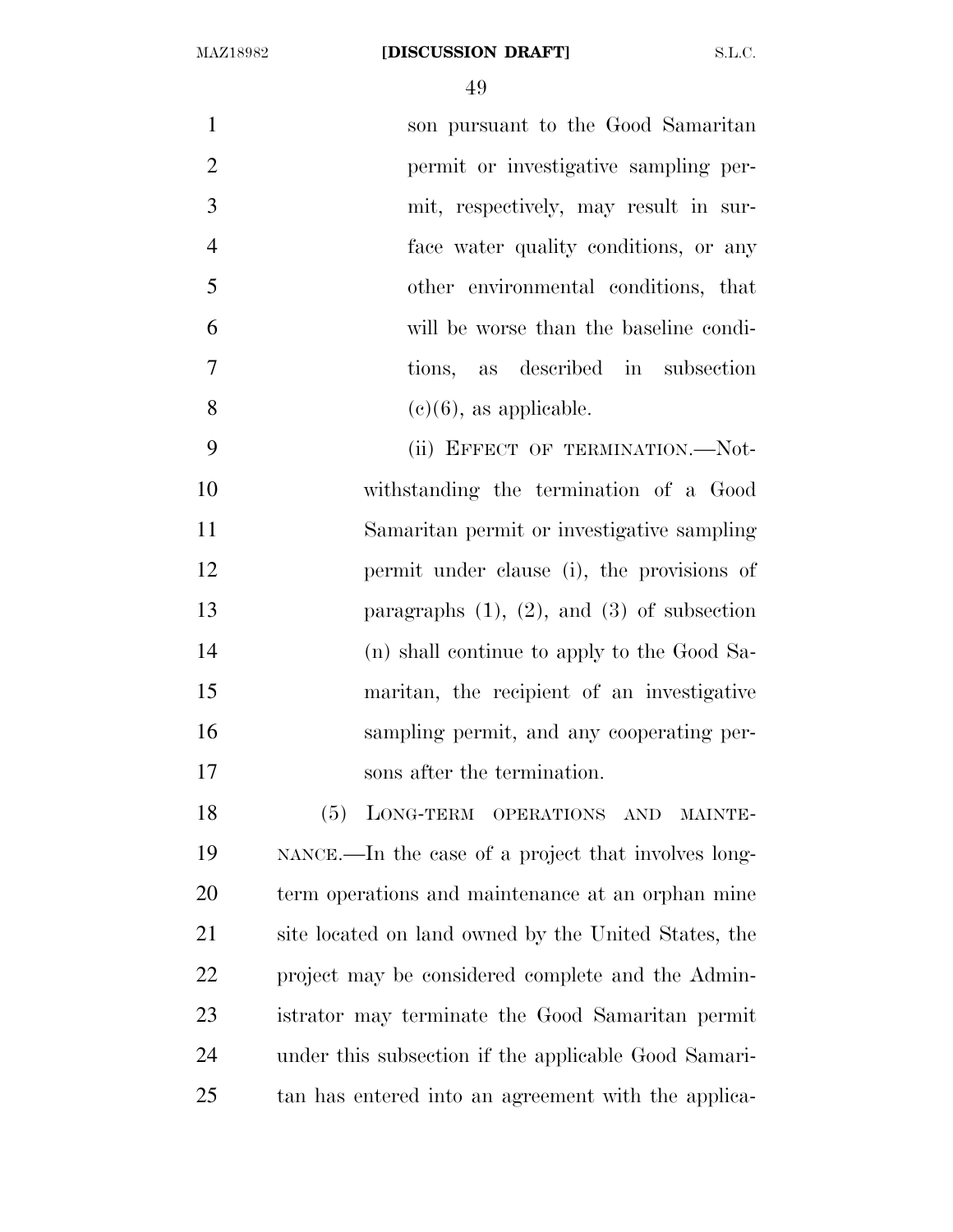son pursuant to the Good Samaritan permit or investigative sampling permit, respectively, may result in surface water quality conditions, or any other environmental conditions, that will be worse than the baseline conditions, as described in subsection (c)(6), as applicable.

(ii) EFFECT OF TERMINATION.—Notwithstanding the termination of a Good Samaritan permit or investigative sampling permit under clause (i), the provisions of paragraphs (1), (2), and (3) of subsection (n) shall continue to apply to the Good Samaritan, the recipient of an investigative sampling permit, and any cooperating persons after the termination.

(5) LONG-TERM OPERATIONS AND MAINTENANCE.—In the case of a project that involves long-term operations and maintenance at an orphan mine site located on land owned by the United States, the project may be considered complete and the Administrator may terminate the Good Samaritan permit under this subsection if the applicable Good Samaritan has entered into an agreement with the applica-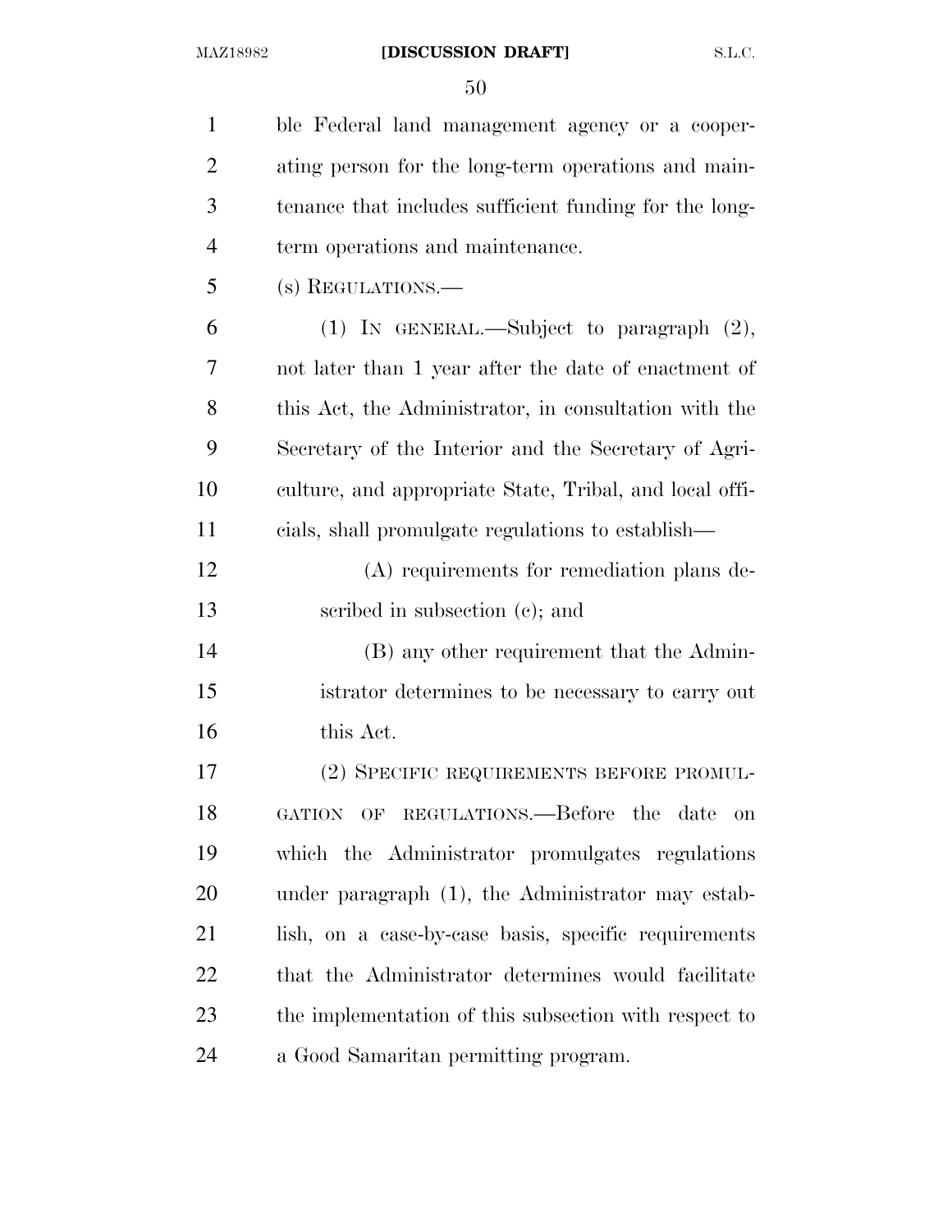ble Federal land management agency or a cooperating person for the long-term operations and maintenance that includes sufficient funding for the long-term operations and maintenance.

(s) REGULATIONS.—

(1) IN GENERAL.—Subject to paragraph (2), not later than 1 year after the date of enactment of this Act, the Administrator, in consultation with the Secretary of the Interior and the Secretary of Agriculture, and appropriate State, Tribal, and local officials, shall promulgate regulations to establish—

(A) requirements for remediation plans described in subsection (c); and

(B) any other requirement that the Administrator determines to be necessary to carry out this Act.

(2) SPECIFIC REQUIREMENTS BEFORE PROMULGATION OF REGULATIONS.—Before the date on which the Administrator promulgates regulations under paragraph (1), the Administrator may establish, on a case-by-case basis, specific requirements that the Administrator determines would facilitate the implementation of this subsection with respect to a Good Samaritan permitting program.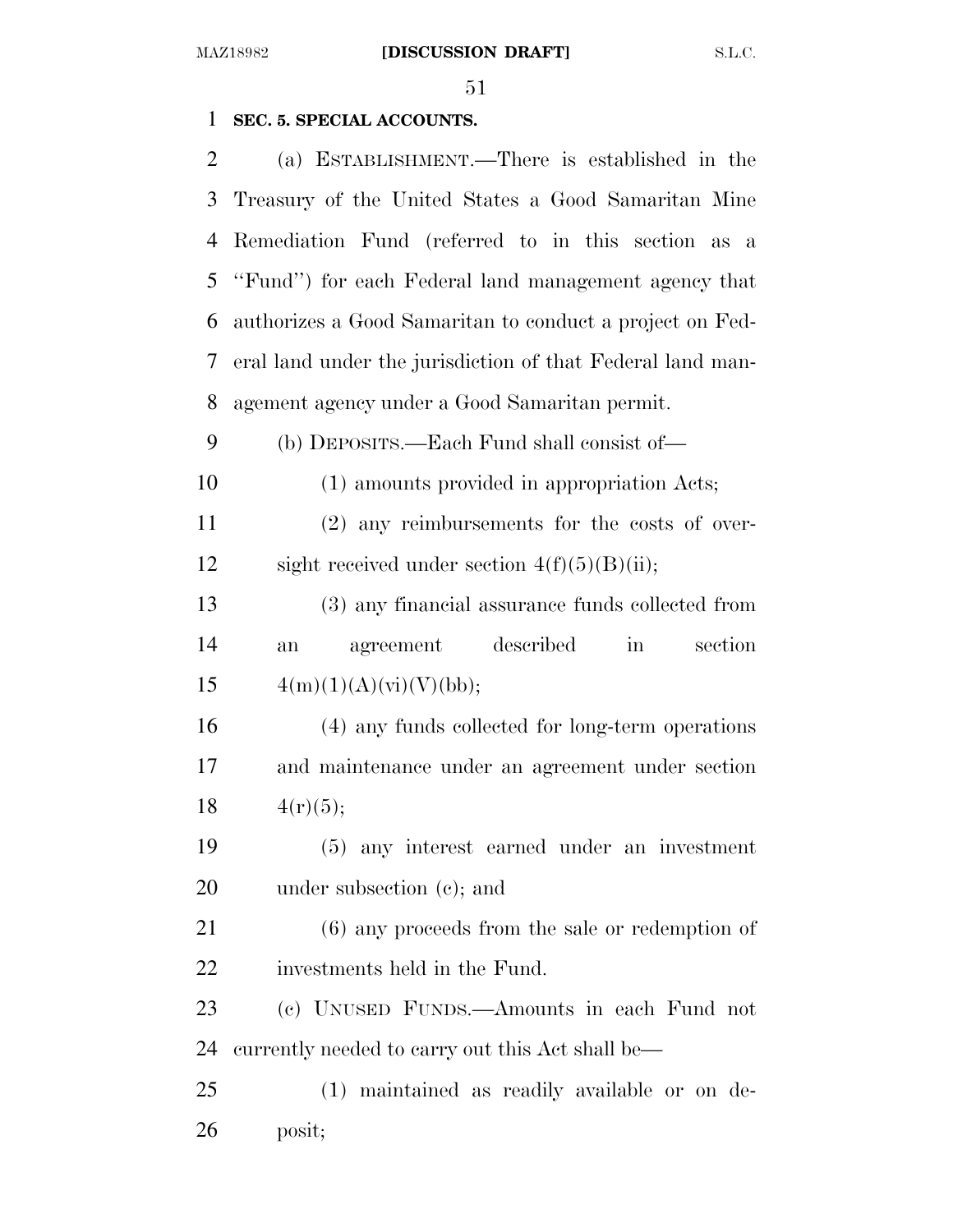**SEC. 5. SPECIAL ACCOUNTS.**

(a) ESTABLISHMENT.—There is established in the Treasury of the United States a Good Samaritan Mine Remediation Fund (referred to in this section as a "Fund") for each Federal land management agency that authorizes a Good Samaritan to conduct a project on Federal land under the jurisdiction of that Federal land management agency under a Good Samaritan permit.

(b) DEPOSITS.—Each Fund shall consist of—

(1) amounts provided in appropriation Acts;

(2) any reimbursements for the costs of oversight received under section 4(f)(5)(B)(ii);

(3) any financial assurance funds collected from an agreement described in section 4(m)(1)(A)(vi)(V)(bb);

(4) any funds collected for long-term operations and maintenance under an agreement under section 4(r)(5);

(5) any interest earned under an investment under subsection (c); and

(6) any proceeds from the sale or redemption of investments held in the Fund.

(c) UNUSED FUNDS.—Amounts in each Fund not currently needed to carry out this Act shall be—

(1) maintained as readily available or on deposit;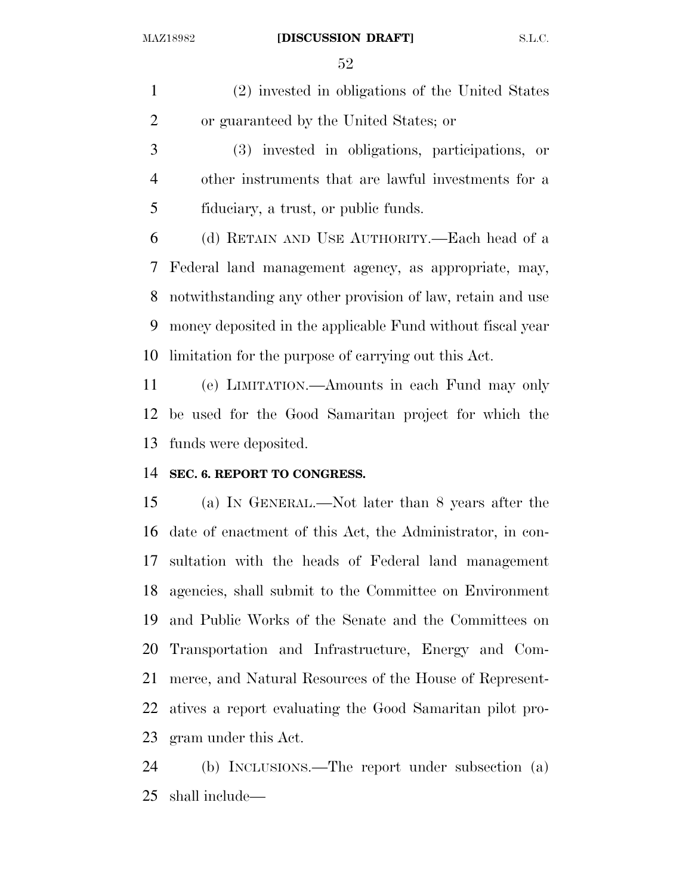(2) invested in obligations of the United States or guaranteed by the United States; or

(3) invested in obligations, participations, or other instruments that are lawful investments for a fiduciary, a trust, or public funds.

(d) RETAIN AND USE AUTHORITY.—Each head of a Federal land management agency, as appropriate, may, notwithstanding any other provision of law, retain and use money deposited in the applicable Fund without fiscal year limitation for the purpose of carrying out this Act.

(e) LIMITATION.—Amounts in each Fund may only be used for the Good Samaritan project for which the funds were deposited.

**SEC. 6. REPORT TO CONGRESS.**

(a) IN GENERAL.—Not later than 8 years after the date of enactment of this Act, the Administrator, in consultation with the heads of Federal land management agencies, shall submit to the Committee on Environment and Public Works of the Senate and the Committees on Transportation and Infrastructure, Energy and Commerce, and Natural Resources of the House of Representatives a report evaluating the Good Samaritan pilot program under this Act.

(b) INCLUSIONS.—The report under subsection (a) shall include—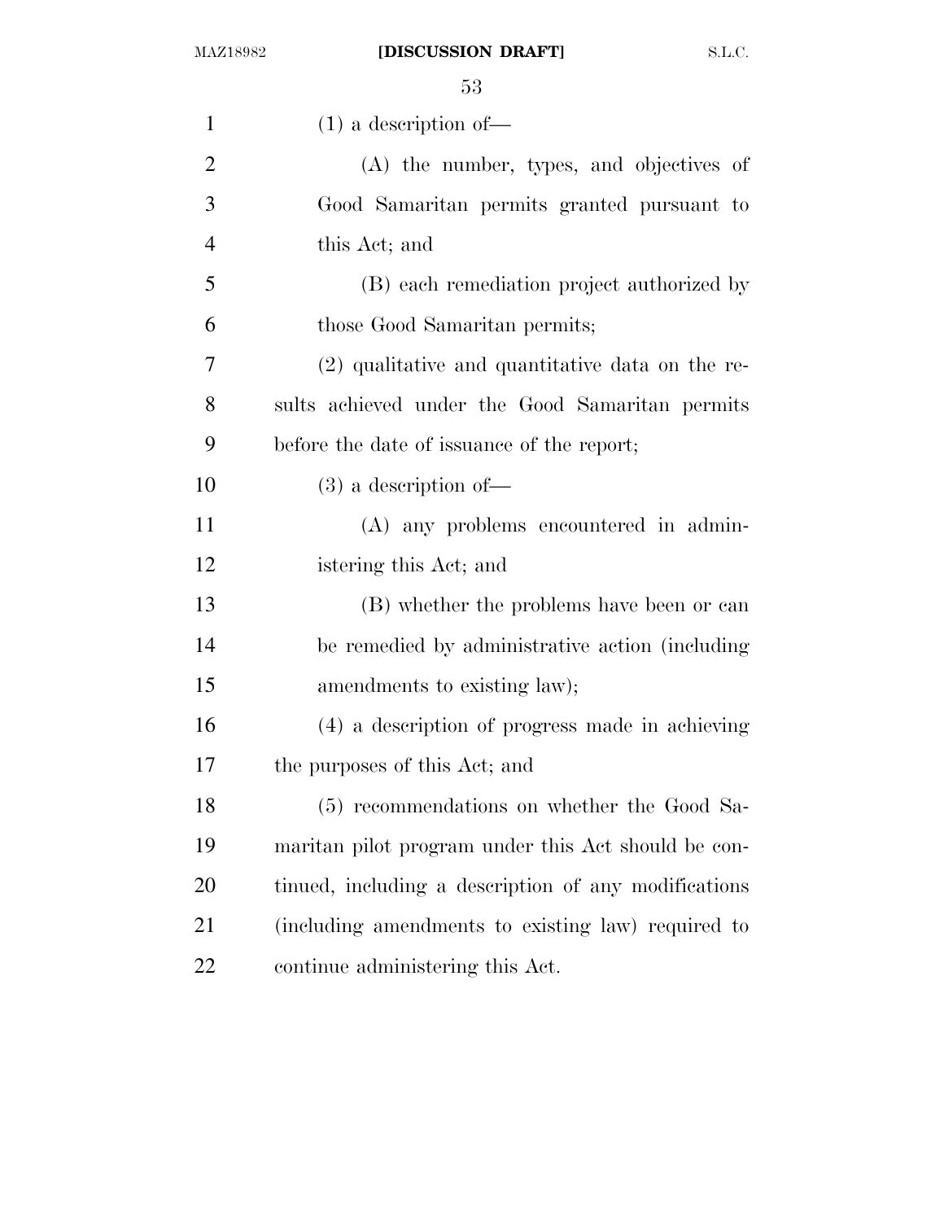(1) a description of—

(A) the number, types, and objectives of Good Samaritan permits granted pursuant to this Act; and

(B) each remediation project authorized by those Good Samaritan permits;

(2) qualitative and quantitative data on the results achieved under the Good Samaritan permits before the date of issuance of the report;

(3) a description of—

(A) any problems encountered in administering this Act; and

(B) whether the problems have been or can be remedied by administrative action (including amendments to existing law);

(4) a description of progress made in achieving the purposes of this Act; and

(5) recommendations on whether the Good Samaritan pilot program under this Act should be continued, including a description of any modifications (including amendments to existing law) required to continue administering this Act.